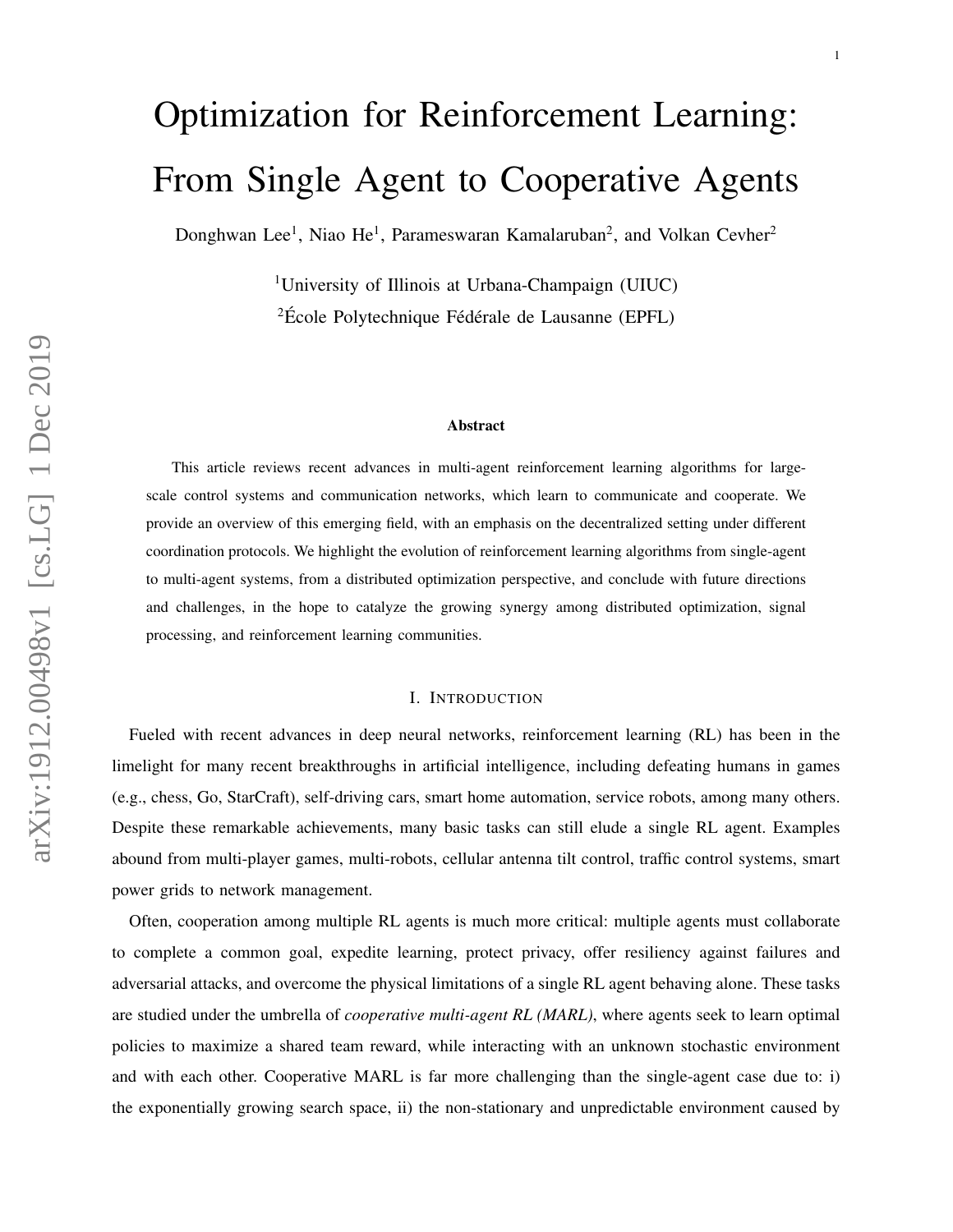# Optimization for Reinforcement Learning: From Single Agent to Cooperative Agents

Donghwan Lee[1], Niao He[1], Parameswaran Kamalaruban[2], and Volkan Cevher[2]

[1]University of Illinois at Urbana-Champaign (UIUC)

[2]École Polytechnique Fédérale de Lausanne (EPFL)

**Abstract**

This article reviews recent advances in multi-agent reinforcement learning algorithms for large-scale control systems and communication networks, which learn to communicate and cooperate. We provide an overview of this emerging field, with an emphasis on the decentralized setting under different coordination protocols. We highlight the evolution of reinforcement learning algorithms from single-agent to multi-agent systems, from a distributed optimization perspective, and conclude with future directions and challenges, in the hope to catalyze the growing synergy among distributed optimization, signal processing, and reinforcement learning communities.

## I. Introduction

Fueled with recent advances in deep neural networks, reinforcement learning (RL) has been in the limelight for many recent breakthroughs in artificial intelligence, including defeating humans in games (e.g., chess, Go, StarCraft), self-driving cars, smart home automation, service robots, among many others. Despite these remarkable achievements, many basic tasks can still elude a single RL agent. Examples abound from multi-player games, multi-robots, cellular antenna tilt control, traffic control systems, smart power grids to network management.

Often, cooperation among multiple RL agents is much more critical: multiple agents must collaborate to complete a common goal, expedite learning, protect privacy, offer resiliency against failures and adversarial attacks, and overcome the physical limitations of a single RL agent behaving alone. These tasks are studied under the umbrella of *cooperative multi-agent RL (MARL)*, where agents seek to learn optimal policies to maximize a shared team reward, while interacting with an unknown stochastic environment and with each other. Cooperative MARL is far more challenging than the single-agent case due to: i) the exponentially growing search space, ii) the non-stationary and unpredictable environment caused by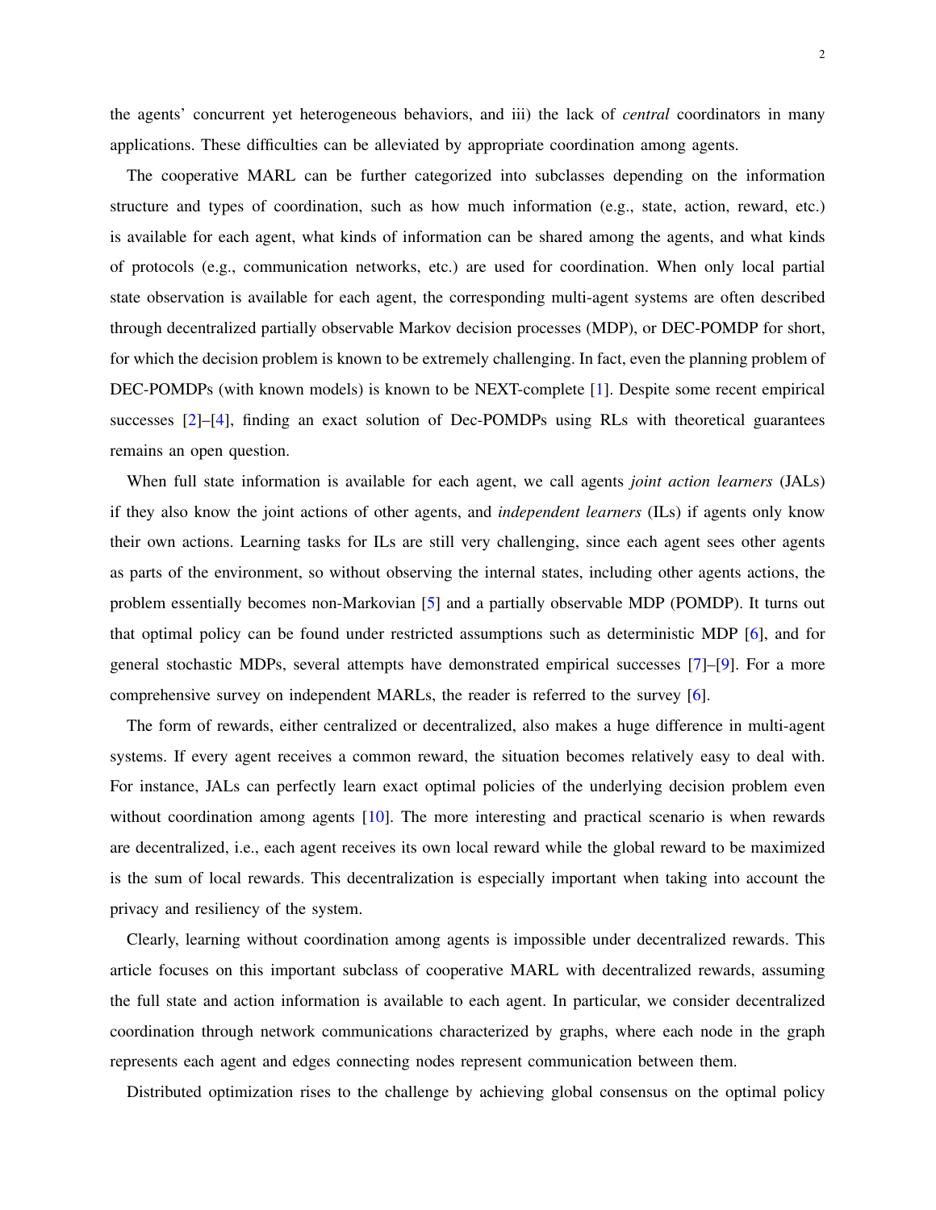the agents' concurrent yet heterogeneous behaviors, and iii) the lack of *central* coordinators in many applications. These difficulties can be alleviated by appropriate coordination among agents.

The cooperative MARL can be further categorized into subclasses depending on the information structure and types of coordination, such as how much information (e.g., state, action, reward, etc.) is available for each agent, what kinds of information can be shared among the agents, and what kinds of protocols (e.g., communication networks, etc.) are used for coordination. When only local partial state observation is available for each agent, the corresponding multi-agent systems are often described through decentralized partially observable Markov decision processes (MDP), or DEC-POMDP for short, for which the decision problem is known to be extremely challenging. In fact, even the planning problem of DEC-POMDPs (with known models) is known to be NEXT-complete [1]. Despite some recent empirical successes [2]–[4], finding an exact solution of Dec-POMDPs using RLs with theoretical guarantees remains an open question.

When full state information is available for each agent, we call agents *joint action learners* (JALs) if they also know the joint actions of other agents, and *independent learners* (ILs) if agents only know their own actions. Learning tasks for ILs are still very challenging, since each agent sees other agents as parts of the environment, so without observing the internal states, including other agents actions, the problem essentially becomes non-Markovian [5] and a partially observable MDP (POMDP). It turns out that optimal policy can be found under restricted assumptions such as deterministic MDP [6], and for general stochastic MDPs, several attempts have demonstrated empirical successes [7]–[9]. For a more comprehensive survey on independent MARLs, the reader is referred to the survey [6].

The form of rewards, either centralized or decentralized, also makes a huge difference in multi-agent systems. If every agent receives a common reward, the situation becomes relatively easy to deal with. For instance, JALs can perfectly learn exact optimal policies of the underlying decision problem even without coordination among agents [10]. The more interesting and practical scenario is when rewards are decentralized, i.e., each agent receives its own local reward while the global reward to be maximized is the sum of local rewards. This decentralization is especially important when taking into account the privacy and resiliency of the system.

Clearly, learning without coordination among agents is impossible under decentralized rewards. This article focuses on this important subclass of cooperative MARL with decentralized rewards, assuming the full state and action information is available to each agent. In particular, we consider decentralized coordination through network communications characterized by graphs, where each node in the graph represents each agent and edges connecting nodes represent communication between them.

Distributed optimization rises to the challenge by achieving global consensus on the optimal policy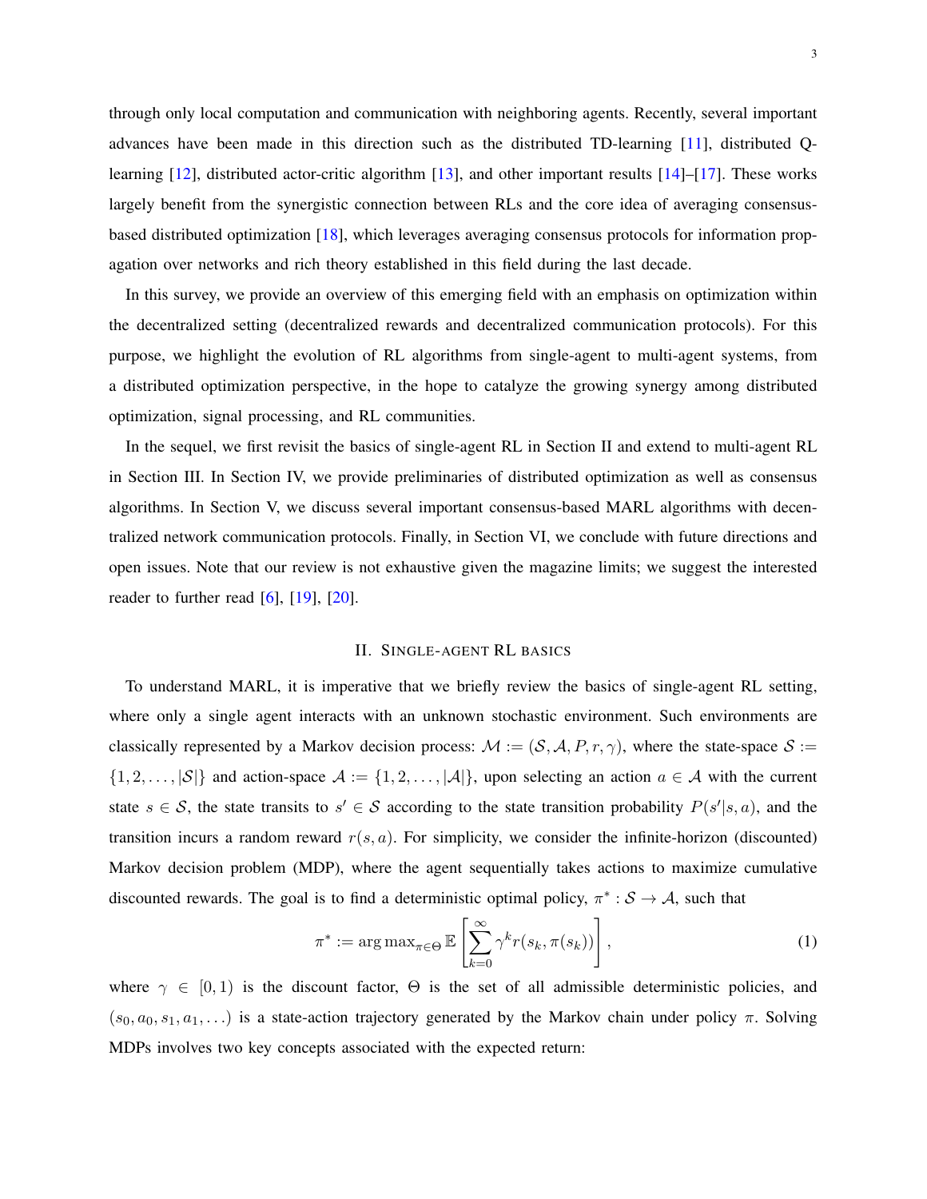through only local computation and communication with neighboring agents. Recently, several important advances have been made in this direction such as the distributed TD-learning [11], distributed Q-learning [12], distributed actor-critic algorithm [13], and other important results [14]–[17]. These works largely benefit from the synergistic connection between RLs and the core idea of averaging consensus-based distributed optimization [18], which leverages averaging consensus protocols for information propagation over networks and rich theory established in this field during the last decade.

In this survey, we provide an overview of this emerging field with an emphasis on optimization within the decentralized setting (decentralized rewards and decentralized communication protocols). For this purpose, we highlight the evolution of RL algorithms from single-agent to multi-agent systems, from a distributed optimization perspective, in the hope to catalyze the growing synergy among distributed optimization, signal processing, and RL communities.

In the sequel, we first revisit the basics of single-agent RL in Section II and extend to multi-agent RL in Section III. In Section IV, we provide preliminaries of distributed optimization as well as consensus algorithms. In Section V, we discuss several important consensus-based MARL algorithms with decentralized network communication protocols. Finally, in Section VI, we conclude with future directions and open issues. Note that our review is not exhaustive given the magazine limits; we suggest the interested reader to further read [6], [19], [20].

## II. Single-agent RL basics

To understand MARL, it is imperative that we briefly review the basics of single-agent RL setting, where only a single agent interacts with an unknown stochastic environment. Such environments are classically represented by a Markov decision process: $\mathcal{M} := (\mathcal{S}, \mathcal{A}, P, r, \gamma)$, where the state-space $\mathcal{S} := \{1, 2, \ldots, |\mathcal{S}|\}$ and action-space $\mathcal{A} := \{1, 2, \ldots, |\mathcal{A}|\}$, upon selecting an action $a \in \mathcal{A}$ with the current state $s \in \mathcal{S}$, the state transits to $s' \in \mathcal{S}$ according to the state transition probability $P(s'|s,a)$, and the transition incurs a random reward $r(s,a)$. For simplicity, we consider the infinite-horizon (discounted) Markov decision problem (MDP), where the agent sequentially takes actions to maximize cumulative discounted rewards. The goal is to find a deterministic optimal policy, $\pi^* : \mathcal{S} \to \mathcal{A}$, such that

$$\pi^* := \arg\max_{\pi \in \Theta} \mathbb{E}\left[\sum_{k=0}^{\infty} \gamma^k r(s_k, \pi(s_k))\right], \tag{1}$$

where $\gamma \in [0,1)$ is the discount factor, $\Theta$ is the set of all admissible deterministic policies, and $(s_0, a_0, s_1, a_1, \ldots)$ is a state-action trajectory generated by the Markov chain under policy $\pi$. Solving MDPs involves two key concepts associated with the expected return: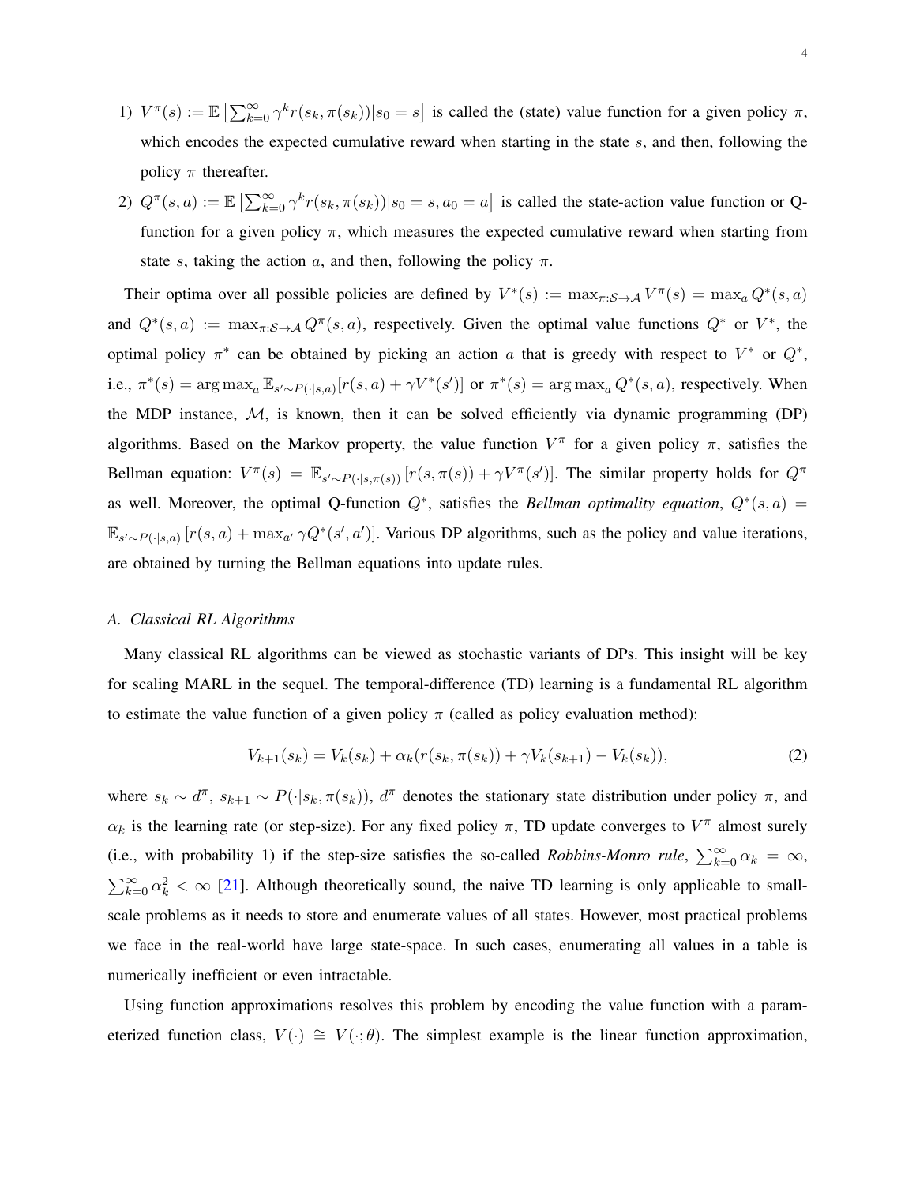1) $V^{\pi}(s) := \mathbb{E}\left[\sum_{k=0}^{\infty} \gamma^k r(s_k, \pi(s_k)) | s_0 = s\right]$ is called the (state) value function for a given policy $\pi$, which encodes the expected cumulative reward when starting in the state $s$, and then, following the policy $\pi$ thereafter.
2) $Q^{\pi}(s,a) := \mathbb{E}\left[\sum_{k=0}^{\infty} \gamma^k r(s_k, \pi(s_k)) | s_0 = s, a_0 = a\right]$ is called the state-action value function or Q-function for a given policy $\pi$, which measures the expected cumulative reward when starting from state $s$, taking the action $a$, and then, following the policy $\pi$.

Their optima over all possible policies are defined by $V^*(s) := \max_{\pi:\mathcal{S}\to\mathcal{A}} V^{\pi}(s) = \max_a Q^*(s,a)$ and $Q^*(s,a) := \max_{\pi:\mathcal{S}\to\mathcal{A}} Q^{\pi}(s,a)$, respectively. Given the optimal value functions $Q^*$ or $V^*$, the optimal policy $\pi^*$ can be obtained by picking an action $a$ that is greedy with respect to $V^*$ or $Q^*$, i.e., $\pi^*(s) = \arg\max_a \mathbb{E}_{s'\sim P(\cdot|s,a)}[r(s,a) + \gamma V^*(s')]$ or $\pi^*(s) = \arg\max_a Q^*(s,a)$, respectively. When the MDP instance, $\mathcal{M}$, is known, then it can be solved efficiently via dynamic programming (DP) algorithms. Based on the Markov property, the value function $V^{\pi}$ for a given policy $\pi$, satisfies the Bellman equation: $V^{\pi}(s) = \mathbb{E}_{s'\sim P(\cdot|s,\pi(s))}\left[r(s,\pi(s)) + \gamma V^{\pi}(s')\right]$. The similar property holds for $Q^{\pi}$ as well. Moreover, the optimal Q-function $Q^*$, satisfies the *Bellman optimality equation*, $Q^*(s,a) = \mathbb{E}_{s'\sim P(\cdot|s,a)}\left[r(s,a) + \max_{a'} \gamma Q^*(s',a')\right]$. Various DP algorithms, such as the policy and value iterations, are obtained by turning the Bellman equations into update rules.

### A. Classical RL Algorithms

Many classical RL algorithms can be viewed as stochastic variants of DPs. This insight will be key for scaling MARL in the sequel. The temporal-difference (TD) learning is a fundamental RL algorithm to estimate the value function of a given policy $\pi$ (called as policy evaluation method):

$$V_{k+1}(s_k) = V_k(s_k) + \alpha_k(r(s_k, \pi(s_k)) + \gamma V_k(s_{k+1}) - V_k(s_k)), \tag{2}$$

where $s_k \sim d^{\pi}$, $s_{k+1} \sim P(\cdot|s_k, \pi(s_k))$, $d^{\pi}$ denotes the stationary state distribution under policy $\pi$, and $\alpha_k$ is the learning rate (or step-size). For any fixed policy $\pi$, TD update converges to $V^{\pi}$ almost surely (i.e., with probability 1) if the step-size satisfies the so-called *Robbins-Monro rule*, $\sum_{k=0}^{\infty} \alpha_k = \infty$, $\sum_{k=0}^{\infty} \alpha_k^2 < \infty$ [21]. Although theoretically sound, the naive TD learning is only applicable to small-scale problems as it needs to store and enumerate values of all states. However, most practical problems we face in the real-world have large state-space. In such cases, enumerating all values in a table is numerically inefficient or even intractable.

Using function approximations resolves this problem by encoding the value function with a parameterized function class, $V(\cdot) \cong V(\cdot;\theta)$. The simplest example is the linear function approximation,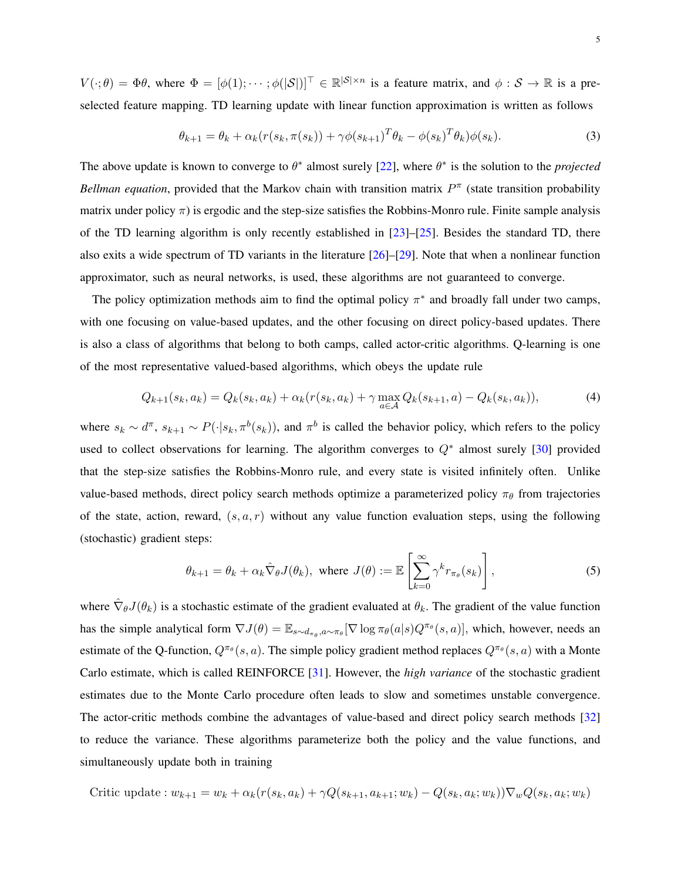$V(\cdot;\theta) = \Phi\theta$, where $\Phi = [\phi(1);\cdots;\phi(|\mathcal{S}|)]^\top \in \mathbb{R}^{|\mathcal{S}|\times n}$ is a feature matrix, and $\phi : \mathcal{S} \to \mathbb{R}$ is a pre-selected feature mapping. TD learning update with linear function approximation is written as follows

$$\theta_{k+1} = \theta_k + \alpha_k(r(s_k, \pi(s_k)) + \gamma\phi(s_{k+1})^T\theta_k - \phi(s_k)^T\theta_k)\phi(s_k). \tag{3}$$

The above update is known to converge to $\theta^*$ almost surely [22], where $\theta^*$ is the solution to the *projected Bellman equation*, provided that the Markov chain with transition matrix $P^\pi$ (state transition probability matrix under policy $\pi$) is ergodic and the step-size satisfies the Robbins-Monro rule. Finite sample analysis of the TD learning algorithm is only recently established in [23]–[25]. Besides the standard TD, there also exits a wide spectrum of TD variants in the literature [26]–[29]. Note that when a nonlinear function approximator, such as neural networks, is used, these algorithms are not guaranteed to converge.

The policy optimization methods aim to find the optimal policy $\pi^*$ and broadly fall under two camps, with one focusing on value-based updates, and the other focusing on direct policy-based updates. There is also a class of algorithms that belong to both camps, called actor-critic algorithms. Q-learning is one of the most representative valued-based algorithms, which obeys the update rule

$$Q_{k+1}(s_k, a_k) = Q_k(s_k, a_k) + \alpha_k(r(s_k, a_k) + \gamma \max_{a\in\mathcal{A}} Q_k(s_{k+1}, a) - Q_k(s_k, a_k)), \tag{4}$$

where $s_k \sim d^\pi$, $s_{k+1} \sim P(\cdot|s_k, \pi^b(s_k))$, and $\pi^b$ is called the behavior policy, which refers to the policy used to collect observations for learning. The algorithm converges to $Q^*$ almost surely [30] provided that the step-size satisfies the Robbins-Monro rule, and every state is visited infinitely often. Unlike value-based methods, direct policy search methods optimize a parameterized policy $\pi_\theta$ from trajectories of the state, action, reward, $(s, a, r)$ without any value function evaluation steps, using the following (stochastic) gradient steps:

$$\theta_{k+1} = \theta_k + \alpha_k\hat{\nabla}_\theta J(\theta_k), \text{ where } J(\theta) := \mathbb{E}\left[\sum_{k=0}^{\infty}\gamma^k r_{\pi_\theta}(s_k)\right], \tag{5}$$

where $\hat{\nabla}_\theta J(\theta_k)$ is a stochastic estimate of the gradient evaluated at $\theta_k$. The gradient of the value function has the simple analytical form $\nabla J(\theta) = \mathbb{E}_{s\sim d_{\pi_\theta}, a\sim\pi_\theta}[\nabla \log \pi_\theta(a|s)Q^{\pi_\theta}(s, a)]$, which, however, needs an estimate of the Q-function, $Q^{\pi_\theta}(s, a)$. The simple policy gradient method replaces $Q^{\pi_\theta}(s, a)$ with a Monte Carlo estimate, which is called REINFORCE [31]. However, the *high variance* of the stochastic gradient estimates due to the Monte Carlo procedure often leads to slow and sometimes unstable convergence. The actor-critic methods combine the advantages of value-based and direct policy search methods [32] to reduce the variance. These algorithms parameterize both the policy and the value functions, and simultaneously update both in training

$$\text{Critic update} : w_{k+1} = w_k + \alpha_k(r(s_k, a_k) + \gamma Q(s_{k+1}, a_{k+1}; w_k) - Q(s_k, a_k; w_k))\nabla_w Q(s_k, a_k; w_k)$$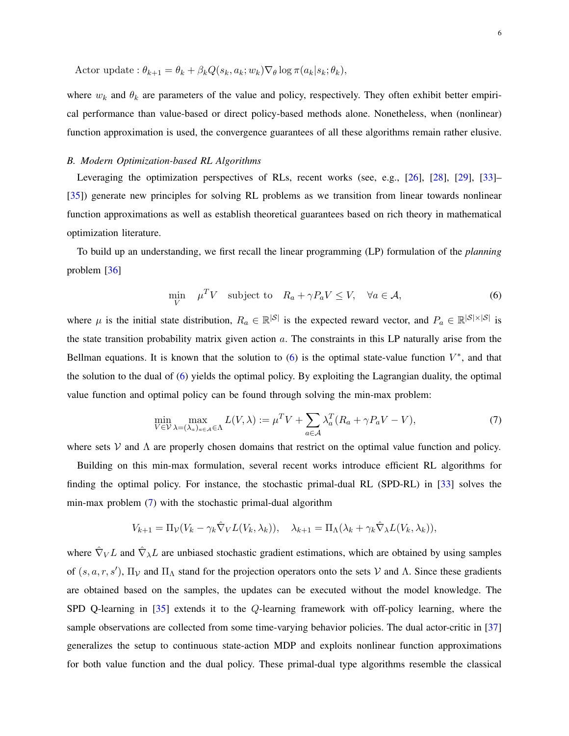$$\text{Actor update}: \theta_{k+1} = \theta_k + \beta_k Q(s_k, a_k; w_k) \nabla_\theta \log \pi(a_k|s_k; \theta_k),$$

where $w_k$ and $\theta_k$ are parameters of the value and policy, respectively. They often exhibit better empirical performance than value-based or direct policy-based methods alone. Nonetheless, when (nonlinear) function approximation is used, the convergence guarantees of all these algorithms remain rather elusive.

### *B. Modern Optimization-based RL Algorithms*

Leveraging the optimization perspectives of RLs, recent works (see, e.g., [26], [28], [29], [33]–[35]) generate new principles for solving RL problems as we transition from linear towards nonlinear function approximations as well as establish theoretical guarantees based on rich theory in mathematical optimization literature.

To build up an understanding, we first recall the linear programming (LP) formulation of the *planning* problem [36]

$$\min_{V} \quad \mu^T V \quad \text{subject to} \quad R_a + \gamma P_a V \leq V, \quad \forall a \in \mathcal{A}, \tag{6}$$

where $\mu$ is the initial state distribution, $R_a \in \mathbb{R}^{|\mathcal{S}|}$ is the expected reward vector, and $P_a \in \mathbb{R}^{|\mathcal{S}| \times |\mathcal{S}|}$ is the state transition probability matrix given action $a$. The constraints in this LP naturally arise from the Bellman equations. It is known that the solution to (6) is the optimal state-value function $V^*$, and that the solution to the dual of (6) yields the optimal policy. By exploiting the Lagrangian duality, the optimal value function and optimal policy can be found through solving the min-max problem:

$$\min_{V \in \mathcal{V}} \max_{\lambda = (\lambda_a)_{a \in \mathcal{A}} \in \Lambda} L(V, \lambda) := \mu^T V + \sum_{a \in \mathcal{A}} \lambda_a^T (R_a + \gamma P_a V - V), \tag{7}$$

where sets $\mathcal{V}$ and $\Lambda$ are properly chosen domains that restrict on the optimal value function and policy.

Building on this min-max formulation, several recent works introduce efficient RL algorithms for finding the optimal policy. For instance, the stochastic primal-dual RL (SPD-RL) in [33] solves the min-max problem (7) with the stochastic primal-dual algorithm

$$V_{k+1} = \Pi_{\mathcal{V}}(V_k - \gamma_k \hat{\nabla}_V L(V_k, \lambda_k)), \quad \lambda_{k+1} = \Pi_{\Lambda}(\lambda_k + \gamma_k \hat{\nabla}_\lambda L(V_k, \lambda_k)),$$

where $\hat{\nabla}_V L$ and $\hat{\nabla}_\lambda L$ are unbiased stochastic gradient estimations, which are obtained by using samples of $(s, a, r, s')$, $\Pi_{\mathcal{V}}$ and $\Pi_{\Lambda}$ stand for the projection operators onto the sets $\mathcal{V}$ and $\Lambda$. Since these gradients are obtained based on the samples, the updates can be executed without the model knowledge. The SPD Q-learning in [35] extends it to the $Q$-learning framework with off-policy learning, where the sample observations are collected from some time-varying behavior policies. The dual actor-critic in [37] generalizes the setup to continuous state-action MDP and exploits nonlinear function approximations for both value function and the dual policy. These primal-dual type algorithms resemble the classical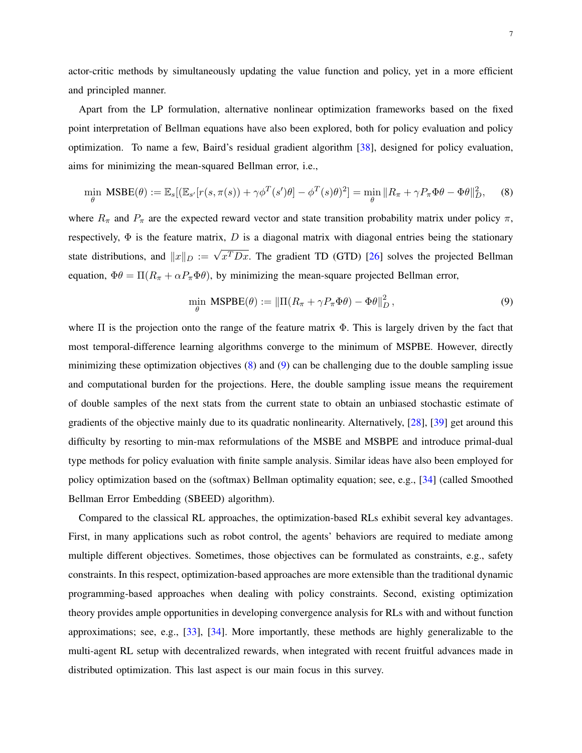actor-critic methods by simultaneously updating the value function and policy, yet in a more efficient and principled manner.

Apart from the LP formulation, alternative nonlinear optimization frameworks based on the fixed point interpretation of Bellman equations have also been explored, both for policy evaluation and policy optimization. To name a few, Baird's residual gradient algorithm [38], designed for policy evaluation, aims for minimizing the mean-squared Bellman error, i.e.,

$$\min_{\theta} \text{ MSBE}(\theta) := \mathbb{E}_s[(\mathbb{E}_{s'}[r(s,\pi(s)) + \gamma\phi^T(s')\theta] - \phi^T(s)\theta)^2] = \min_{\theta} \|R_\pi + \gamma P_\pi \Phi\theta - \Phi\theta\|_D^2, \quad (8)$$

where $R_\pi$ and $P_\pi$ are the expected reward vector and state transition probability matrix under policy $\pi$, respectively, $\Phi$ is the feature matrix, $D$ is a diagonal matrix with diagonal entries being the stationary state distributions, and $\|x\|_D := \sqrt{x^T D x}$. The gradient TD (GTD) [26] solves the projected Bellman equation, $\Phi\theta = \Pi(R_\pi + \alpha P_\pi \Phi\theta)$, by minimizing the mean-square projected Bellman error,

$$\min_{\theta} \text{ MSPBE}(\theta) := \|\Pi(R_\pi + \gamma P_\pi \Phi\theta) - \Phi\theta\|_D^2\,, \quad (9)$$

where $\Pi$ is the projection onto the range of the feature matrix $\Phi$. This is largely driven by the fact that most temporal-difference learning algorithms converge to the minimum of MSPBE. However, directly minimizing these optimization objectives (8) and (9) can be challenging due to the double sampling issue and computational burden for the projections. Here, the double sampling issue means the requirement of double samples of the next stats from the current state to obtain an unbiased stochastic estimate of gradients of the objective mainly due to its quadratic nonlinearity. Alternatively, [28], [39] get around this difficulty by resorting to min-max reformulations of the MSBE and MSBPE and introduce primal-dual type methods for policy evaluation with finite sample analysis. Similar ideas have also been employed for policy optimization based on the (softmax) Bellman optimality equation; see, e.g., [34] (called Smoothed Bellman Error Embedding (SBEED) algorithm).

Compared to the classical RL approaches, the optimization-based RLs exhibit several key advantages. First, in many applications such as robot control, the agents' behaviors are required to mediate among multiple different objectives. Sometimes, those objectives can be formulated as constraints, e.g., safety constraints. In this respect, optimization-based approaches are more extensible than the traditional dynamic programming-based approaches when dealing with policy constraints. Second, existing optimization theory provides ample opportunities in developing convergence analysis for RLs with and without function approximations; see, e.g., [33], [34]. More importantly, these methods are highly generalizable to the multi-agent RL setup with decentralized rewards, when integrated with recent fruitful advances made in distributed optimization. This last aspect is our main focus in this survey.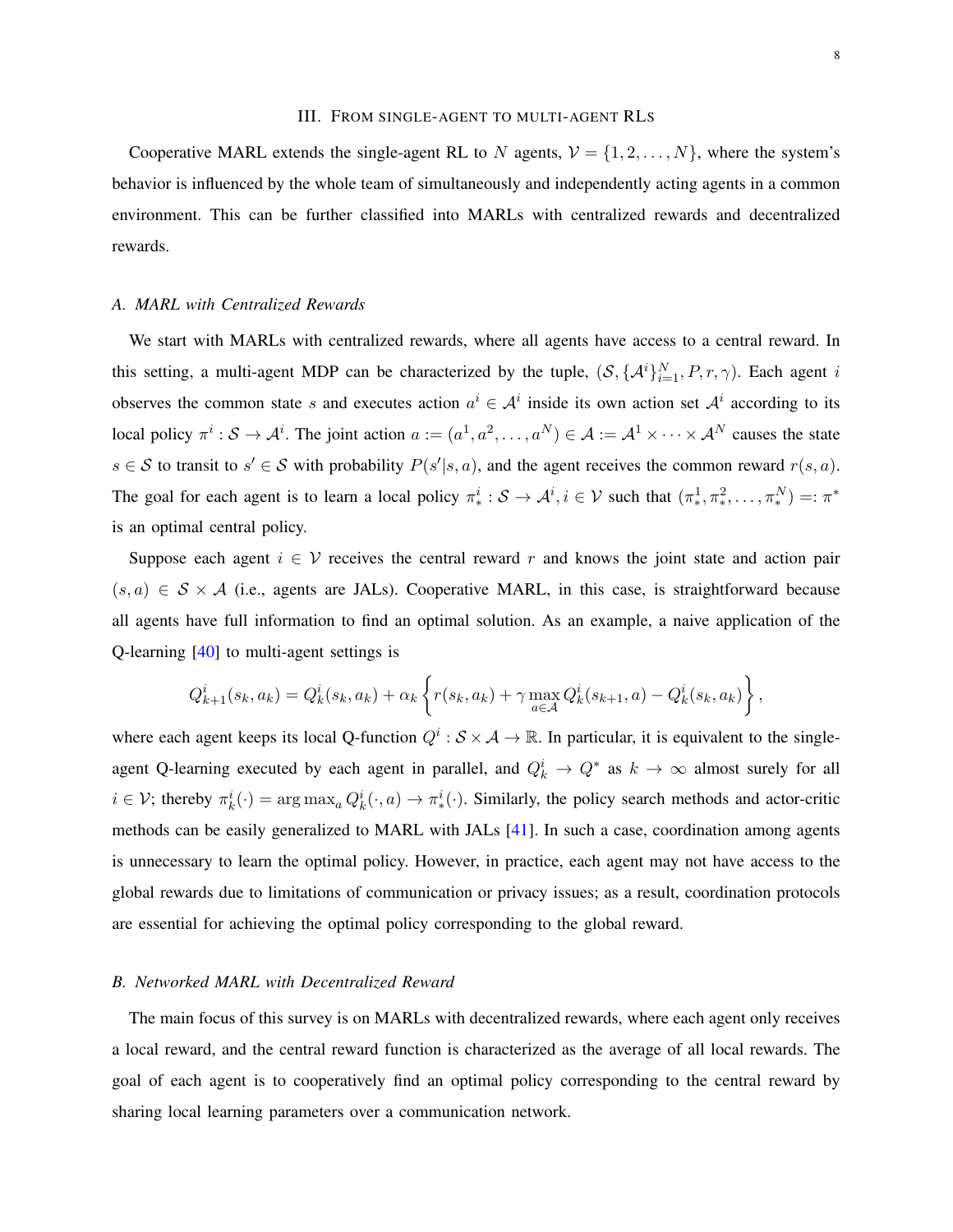## III. From single-agent to multi-agent RLs

Cooperative MARL extends the single-agent RL to $N$ agents, $\mathcal{V} = \{1, 2, \dots, N\}$, where the system's behavior is influenced by the whole team of simultaneously and independently acting agents in a common environment. This can be further classified into MARLs with centralized rewards and decentralized rewards.

### A. MARL with Centralized Rewards

We start with MARLs with centralized rewards, where all agents have access to a central reward. In this setting, a multi-agent MDP can be characterized by the tuple, $(\mathcal{S}, \{\mathcal{A}^i\}_{i=1}^N, P, r, \gamma)$. Each agent $i$ observes the common state $s$ and executes action $a^i \in \mathcal{A}^i$ inside its own action set $\mathcal{A}^i$ according to its local policy $\pi^i : \mathcal{S} \to \mathcal{A}^i$. The joint action $a := (a^1, a^2, \dots, a^N) \in \mathcal{A} := \mathcal{A}^1 \times \cdots \times \mathcal{A}^N$ causes the state $s \in \mathcal{S}$ to transit to $s' \in \mathcal{S}$ with probability $P(s'|s, a)$, and the agent receives the common reward $r(s, a)$. The goal for each agent is to learn a local policy $\pi_*^i : \mathcal{S} \to \mathcal{A}^i, i \in \mathcal{V}$ such that $(\pi_*^1, \pi_*^2, \dots, \pi_*^N) =: \pi^*$ is an optimal central policy.

Suppose each agent $i \in \mathcal{V}$ receives the central reward $r$ and knows the joint state and action pair $(s, a) \in \mathcal{S} \times \mathcal{A}$ (i.e., agents are JALs). Cooperative MARL, in this case, is straightforward because all agents have full information to find an optimal solution. As an example, a naive application of the Q-learning [40] to multi-agent settings is

$$Q_{k+1}^i(s_k, a_k) = Q_k^i(s_k, a_k) + \alpha_k \left\{ r(s_k, a_k) + \gamma \max_{a \in \mathcal{A}} Q_k^i(s_{k+1}, a) - Q_k^i(s_k, a_k) \right\},$$

where each agent keeps its local Q-function $Q^i : \mathcal{S} \times \mathcal{A} \to \mathbb{R}$. In particular, it is equivalent to the single-agent Q-learning executed by each agent in parallel, and $Q_k^i \to Q^*$ as $k \to \infty$ almost surely for all $i \in \mathcal{V}$; thereby $\pi_k^i(\cdot) = \arg\max_a Q_k^i(\cdot, a) \to \pi_*^i(\cdot)$. Similarly, the policy search methods and actor-critic methods can be easily generalized to MARL with JALs [41]. In such a case, coordination among agents is unnecessary to learn the optimal policy. However, in practice, each agent may not have access to the global rewards due to limitations of communication or privacy issues; as a result, coordination protocols are essential for achieving the optimal policy corresponding to the global reward.

### B. Networked MARL with Decentralized Reward

The main focus of this survey is on MARLs with decentralized rewards, where each agent only receives a local reward, and the central reward function is characterized as the average of all local rewards. The goal of each agent is to cooperatively find an optimal policy corresponding to the central reward by sharing local learning parameters over a communication network.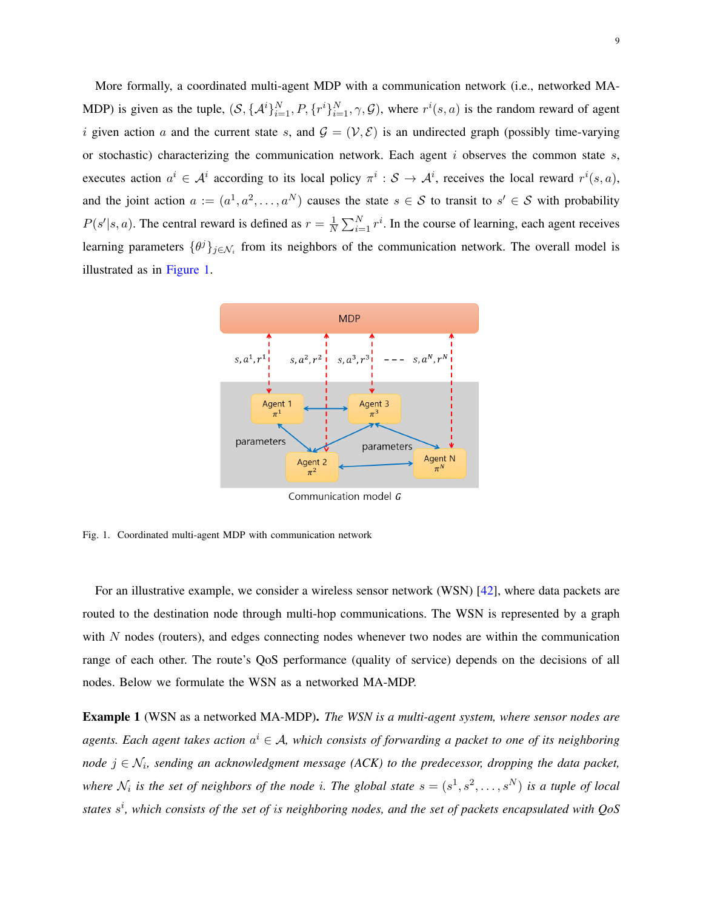More formally, a coordinated multi-agent MDP with a communication network (i.e., networked MA-MDP) is given as the tuple, $(\mathcal{S}, \{\mathcal{A}^i\}_{i=1}^N, P, \{r^i\}_{i=1}^N, \gamma, \mathcal{G})$, where $r^i(s,a)$ is the random reward of agent $i$ given action $a$ and the current state $s$, and $\mathcal{G} = (\mathcal{V}, \mathcal{E})$ is an undirected graph (possibly time-varying or stochastic) characterizing the communication network. Each agent $i$ observes the common state $s$, executes action $a^i \in \mathcal{A}^i$ according to its local policy $\pi^i : \mathcal{S} \to \mathcal{A}^i$, receives the local reward $r^i(s,a)$, and the joint action $a := (a^1, a^2, \ldots, a^N)$ causes the state $s \in \mathcal{S}$ to transit to $s' \in \mathcal{S}$ with probability $P(s'|s,a)$. The central reward is defined as $r = \frac{1}{N}\sum_{i=1}^N r^i$. In the course of learning, each agent receives learning parameters $\{\theta^j\}_{j \in \mathcal{N}_i}$ from its neighbors of the communication network. The overall model is illustrated as in Figure 1.

Fig. 1. Coordinated multi-agent MDP with communication network

For an illustrative example, we consider a wireless sensor network (WSN) [42], where data packets are routed to the destination node through multi-hop communications. The WSN is represented by a graph with $N$ nodes (routers), and edges connecting nodes whenever two nodes are within the communication range of each other. The route's QoS performance (quality of service) depends on the decisions of all nodes. Below we formulate the WSN as a networked MA-MDP.

**Example 1** (WSN as a networked MA-MDP)**.** *The WSN is a multi-agent system, where sensor nodes are agents. Each agent takes action $a^i \in \mathcal{A}$, which consists of forwarding a packet to one of its neighboring node $j \in \mathcal{N}_i$, sending an acknowledgment message (ACK) to the predecessor, dropping the data packet, where $\mathcal{N}_i$ is the set of neighbors of the node $i$. The global state $s = (s^1, s^2, \ldots, s^N)$ is a tuple of local states $s^i$, which consists of the set of is neighboring nodes, and the set of packets encapsulated with QoS*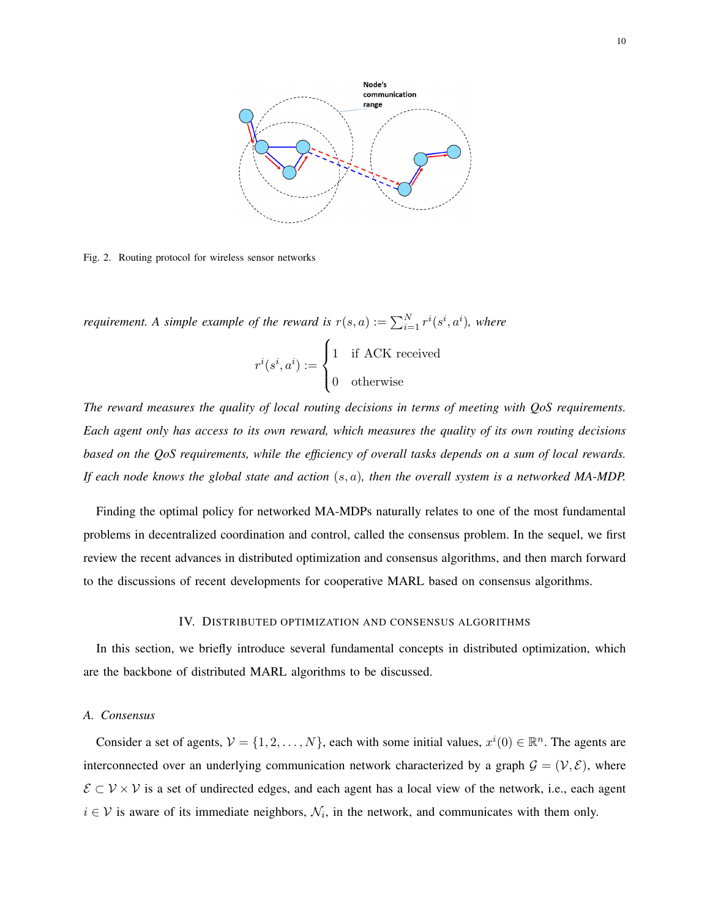Fig. 2. Routing protocol for wireless sensor networks

*requirement. A simple example of the reward is* $r(s,a) := \sum_{i=1}^{N} r^i(s^i, a^i)$*, where*

$$r^i(s^i, a^i) := \begin{cases} 1 & \text{if ACK received} \\ 0 & \text{otherwise} \end{cases}$$

*The reward measures the quality of local routing decisions in terms of meeting with QoS requirements. Each agent only has access to its own reward, which measures the quality of its own routing decisions based on the QoS requirements, while the efficiency of overall tasks depends on a sum of local rewards. If each node knows the global state and action* $(s, a)$*, then the overall system is a networked MA-MDP.*

Finding the optimal policy for networked MA-MDPs naturally relates to one of the most fundamental problems in decentralized coordination and control, called the consensus problem. In the sequel, we first review the recent advances in distributed optimization and consensus algorithms, and then march forward to the discussions of recent developments for cooperative MARL based on consensus algorithms.

## IV. Distributed Optimization and Consensus Algorithms

In this section, we briefly introduce several fundamental concepts in distributed optimization, which are the backbone of distributed MARL algorithms to be discussed.

### A. Consensus

Consider a set of agents, $\mathcal{V} = \{1, 2, \ldots, N\}$, each with some initial values, $x^i(0) \in \mathbb{R}^n$. The agents are interconnected over an underlying communication network characterized by a graph $\mathcal{G} = (\mathcal{V}, \mathcal{E})$, where $\mathcal{E} \subset \mathcal{V} \times \mathcal{V}$ is a set of undirected edges, and each agent has a local view of the network, i.e., each agent $i \in \mathcal{V}$ is aware of its immediate neighbors, $\mathcal{N}_i$, in the network, and communicates with them only.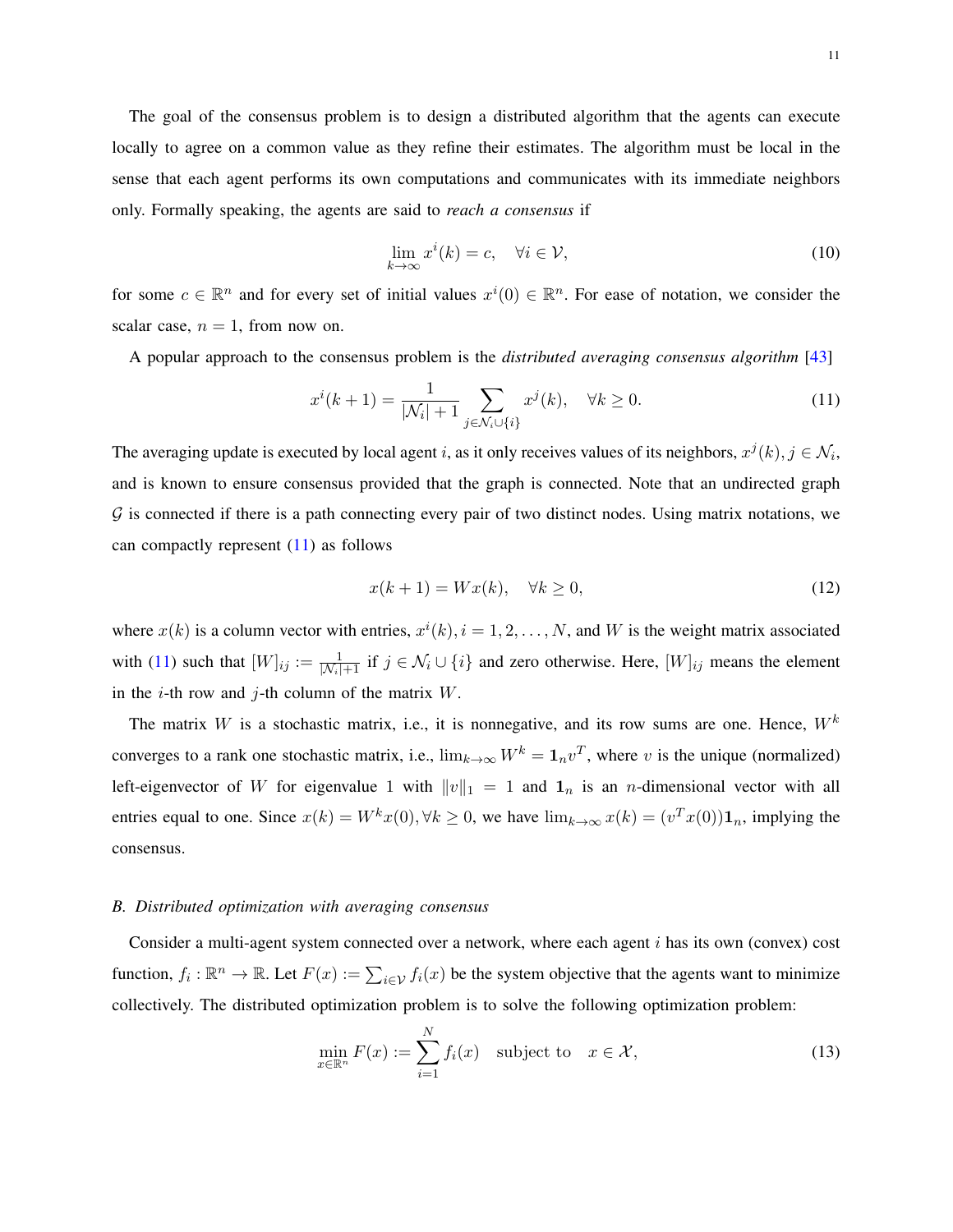The goal of the consensus problem is to design a distributed algorithm that the agents can execute locally to agree on a common value as they refine their estimates. The algorithm must be local in the sense that each agent performs its own computations and communicates with its immediate neighbors only. Formally speaking, the agents are said to *reach a consensus* if

$$\lim_{k\to\infty} x^i(k) = c, \quad \forall i \in \mathcal{V}, \tag{10}$$

for some $c \in \mathbb{R}^n$ and for every set of initial values $x^i(0) \in \mathbb{R}^n$. For ease of notation, we consider the scalar case, $n = 1$, from now on.

A popular approach to the consensus problem is the *distributed averaging consensus algorithm* [43]

$$x^i(k+1) = \frac{1}{|\mathcal{N}_i| + 1} \sum_{j \in \mathcal{N}_i \cup \{i\}} x^j(k), \quad \forall k \geq 0. \tag{11}$$

The averaging update is executed by local agent $i$, as it only receives values of its neighbors, $x^j(k), j \in \mathcal{N}_i$, and is known to ensure consensus provided that the graph is connected. Note that an undirected graph $\mathcal{G}$ is connected if there is a path connecting every pair of two distinct nodes. Using matrix notations, we can compactly represent (11) as follows

$$x(k+1) = Wx(k), \quad \forall k \geq 0, \tag{12}$$

where $x(k)$ is a column vector with entries, $x^i(k), i = 1, 2, \ldots, N$, and $W$ is the weight matrix associated with (11) such that $[W]_{ij} := \frac{1}{|\mathcal{N}_i|+1}$ if $j \in \mathcal{N}_i \cup \{i\}$ and zero otherwise. Here, $[W]_{ij}$ means the element in the $i$-th row and $j$-th column of the matrix $W$.

The matrix $W$ is a stochastic matrix, i.e., it is nonnegative, and its row sums are one. Hence, $W^k$ converges to a rank one stochastic matrix, i.e., $\lim_{k\to\infty} W^k = \mathbf{1}_n v^T$, where $v$ is the unique (normalized) left-eigenvector of $W$ for eigenvalue 1 with $\|v\|_1 = 1$ and $\mathbf{1}_n$ is an $n$-dimensional vector with all entries equal to one. Since $x(k) = W^k x(0), \forall k \geq 0$, we have $\lim_{k\to\infty} x(k) = (v^T x(0))\mathbf{1}_n$, implying the consensus.

### *B. Distributed optimization with averaging consensus*

Consider a multi-agent system connected over a network, where each agent $i$ has its own (convex) cost function, $f_i : \mathbb{R}^n \to \mathbb{R}$. Let $F(x) := \sum_{i\in\mathcal{V}} f_i(x)$ be the system objective that the agents want to minimize collectively. The distributed optimization problem is to solve the following optimization problem:

$$\min_{x\in\mathbb{R}^n} F(x) := \sum_{i=1}^{N} f_i(x) \quad \text{subject to} \quad x \in \mathcal{X}, \tag{13}$$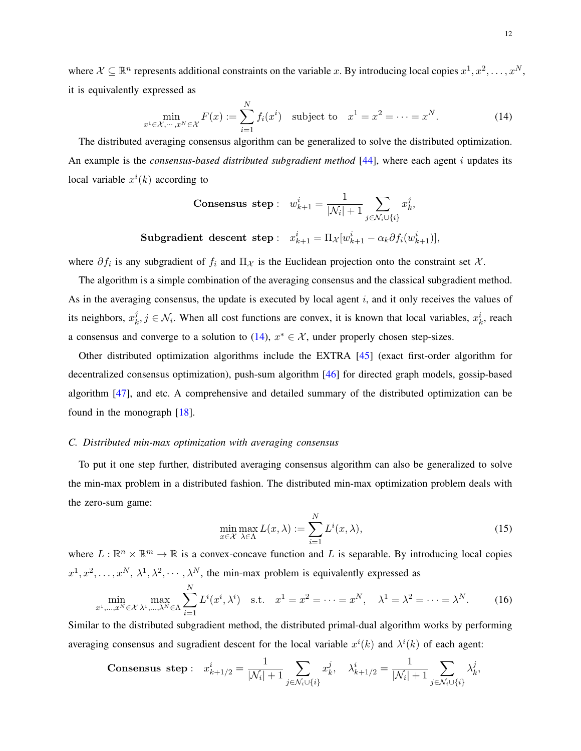where $\mathcal{X} \subseteq \mathbb{R}^n$ represents additional constraints on the variable $x$. By introducing local copies $x^1, x^2, \ldots, x^N$, it is equivalently expressed as

$$\min_{x^1 \in \mathcal{X}, \cdots, x^N \in \mathcal{X}} F(x) := \sum_{i=1}^{N} f_i(x^i) \quad \text{subject to} \quad x^1 = x^2 = \cdots = x^N. \tag{14}$$

The distributed averaging consensus algorithm can be generalized to solve the distributed optimization. An example is the *consensus-based distributed subgradient method* [44], where each agent $i$ updates its local variable $x^i(k)$ according to

$$\textbf{Consensus step}: \quad w_{k+1}^i = \frac{1}{|\mathcal{N}_i| + 1} \sum_{j \in \mathcal{N}_i \cup \{i\}} x_k^j,$$

$$\textbf{Subgradient descent step}: \quad x_{k+1}^i = \Pi_{\mathcal{X}}[w_{k+1}^i - \alpha_k \partial f_i(w_{k+1}^i)],$$

where $\partial f_i$ is any subgradient of $f_i$ and $\Pi_{\mathcal{X}}$ is the Euclidean projection onto the constraint set $\mathcal{X}$.

The algorithm is a simple combination of the averaging consensus and the classical subgradient method. As in the averaging consensus, the update is executed by local agent $i$, and it only receives the values of its neighbors, $x_k^j, j \in \mathcal{N}_i$. When all cost functions are convex, it is known that local variables, $x_k^i$, reach a consensus and converge to a solution to (14), $x^* \in \mathcal{X}$, under properly chosen step-sizes.

Other distributed optimization algorithms include the EXTRA [45] (exact first-order algorithm for decentralized consensus optimization), push-sum algorithm [46] for directed graph models, gossip-based algorithm [47], and etc. A comprehensive and detailed summary of the distributed optimization can be found in the monograph [18].

### C. Distributed min-max optimization with averaging consensus

To put it one step further, distributed averaging consensus algorithm can also be generalized to solve the min-max problem in a distributed fashion. The distributed min-max optimization problem deals with the zero-sum game:

$$\min_{x \in \mathcal{X}} \max_{\lambda \in \Lambda} L(x, \lambda) := \sum_{i=1}^{N} L^i(x, \lambda), \tag{15}$$

where $L : \mathbb{R}^n \times \mathbb{R}^m \to \mathbb{R}$ is a convex-concave function and $L$ is separable. By introducing local copies $x^1, x^2, \ldots, x^N$, $\lambda^1, \lambda^2, \cdots, \lambda^N$, the min-max problem is equivalently expressed as

$$\min_{x^1, \ldots, x^N \in \mathcal{X}} \max_{\lambda^1, \ldots, \lambda^N \in \Lambda} \sum_{i=1}^{N} L^i(x^i, \lambda^i) \quad \text{s.t.} \quad x^1 = x^2 = \cdots = x^N, \quad \lambda^1 = \lambda^2 = \cdots = \lambda^N. \tag{16}$$

Similar to the distributed subgradient method, the distributed primal-dual algorithm works by performing averaging consensus and sugradient descent for the local variable $x^i(k)$ and $\lambda^i(k)$ of each agent:

$$\textbf{Consensus step}: \quad x_{k+1/2}^i = \frac{1}{|\mathcal{N}_i| + 1} \sum_{j \in \mathcal{N}_i \cup \{i\}} x_k^j, \quad \lambda_{k+1/2}^i = \frac{1}{|\mathcal{N}_i| + 1} \sum_{j \in \mathcal{N}_i \cup \{i\}} \lambda_k^j,$$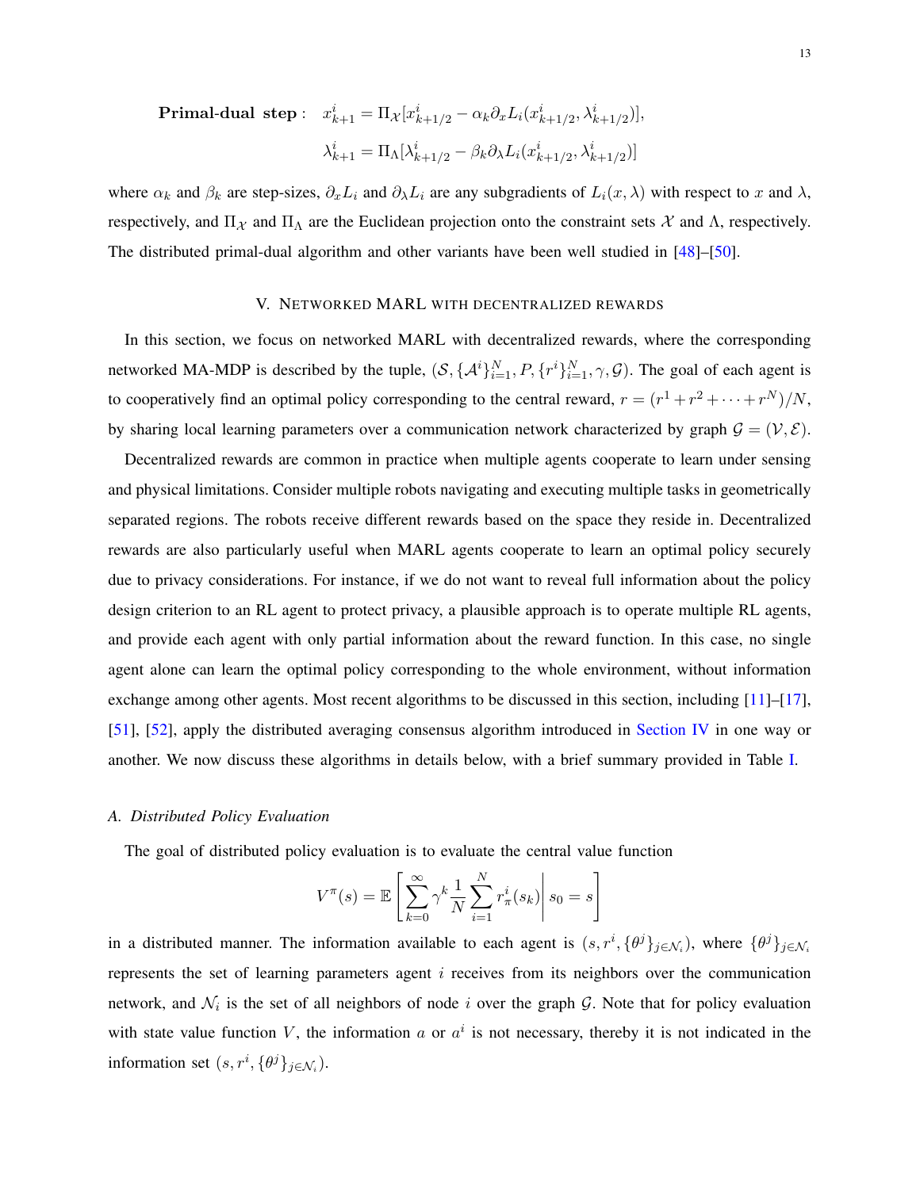**Primal-dual step :** 

$$x_{k+1}^i = \Pi_{\mathcal{X}}[x_{k+1/2}^i - \alpha_k \partial_x L_i(x_{k+1/2}^i, \lambda_{k+1/2}^i)],$$

$$\lambda_{k+1}^i = \Pi_{\Lambda}[\lambda_{k+1/2}^i - \beta_k \partial_\lambda L_i(x_{k+1/2}^i, \lambda_{k+1/2}^i)]$$

where $\alpha_k$ and $\beta_k$ are step-sizes, $\partial_x L_i$ and $\partial_\lambda L_i$ are any subgradients of $L_i(x, \lambda)$ with respect to $x$ and $\lambda$, respectively, and $\Pi_{\mathcal{X}}$ and $\Pi_{\Lambda}$ are the Euclidean projection onto the constraint sets $\mathcal{X}$ and $\Lambda$, respectively. The distributed primal-dual algorithm and other variants have been well studied in [48]–[50].

## V. Networked MARL with decentralized rewards

In this section, we focus on networked MARL with decentralized rewards, where the corresponding networked MA-MDP is described by the tuple, $(\mathcal{S}, \{\mathcal{A}^i\}_{i=1}^N, P, \{r^i\}_{i=1}^N, \gamma, \mathcal{G})$. The goal of each agent is to cooperatively find an optimal policy corresponding to the central reward, $r = (r^1 + r^2 + \cdots + r^N)/N$, by sharing local learning parameters over a communication network characterized by graph $\mathcal{G} = (\mathcal{V}, \mathcal{E})$.

Decentralized rewards are common in practice when multiple agents cooperate to learn under sensing and physical limitations. Consider multiple robots navigating and executing multiple tasks in geometrically separated regions. The robots receive different rewards based on the space they reside in. Decentralized rewards are also particularly useful when MARL agents cooperate to learn an optimal policy securely due to privacy considerations. For instance, if we do not want to reveal full information about the policy design criterion to an RL agent to protect privacy, a plausible approach is to operate multiple RL agents, and provide each agent with only partial information about the reward function. In this case, no single agent alone can learn the optimal policy corresponding to the whole environment, without information exchange among other agents. Most recent algorithms to be discussed in this section, including [11]–[17], [51], [52], apply the distributed averaging consensus algorithm introduced in Section IV in one way or another. We now discuss these algorithms in details below, with a brief summary provided in Table I.

### A. Distributed Policy Evaluation

The goal of distributed policy evaluation is to evaluate the central value function

$$V^\pi(s) = \mathbb{E}\left[\sum_{k=0}^{\infty} \gamma^k \frac{1}{N} \sum_{i=1}^{N} r_\pi^i(s_k) \middle| s_0 = s\right]$$

in a distributed manner. The information available to each agent is $(s, r^i, \{\theta^j\}_{j \in \mathcal{N}_i})$, where $\{\theta^j\}_{j \in \mathcal{N}_i}$ represents the set of learning parameters agent $i$ receives from its neighbors over the communication network, and $\mathcal{N}_i$ is the set of all neighbors of node $i$ over the graph $\mathcal{G}$. Note that for policy evaluation with state value function $V$, the information $a$ or $a^i$ is not necessary, thereby it is not indicated in the information set $(s, r^i, \{\theta^j\}_{j \in \mathcal{N}_i})$.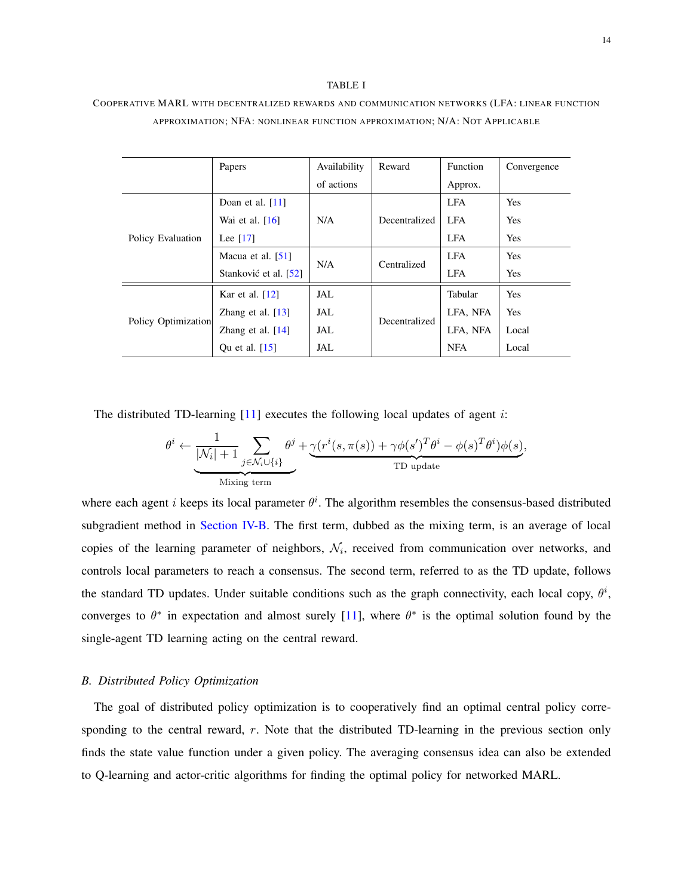TABLE I

COOPERATIVE MARL WITH DECENTRALIZED REWARDS AND COMMUNICATION NETWORKS (LFA: LINEAR FUNCTION APPROXIMATION; NFA: NONLINEAR FUNCTION APPROXIMATION; N/A: NOT APPLICABLE

| | Papers | Availability of actions | Reward | Function Approx. | Convergence |
|---|---|---|---|---|---|
| Policy Evaluation | Doan et al. [11] | N/A | Decentralized | LFA | Yes |
| | Wai et al. [16] | | | LFA | Yes |
| | Lee [17] | | | LFA | Yes |
| | Macua et al. [51] | N/A | Centralized | LFA | Yes |
| | Stanković et al. [52] | | | LFA | Yes |
| Policy Optimization | Kar et al. [12] | JAL | Decentralized | Tabular | Yes |
| | Zhang et al. [13] | JAL | | LFA, NFA | Yes |
| | Zhang et al. [14] | JAL | | LFA, NFA | Local |
| | Qu et al. [15] | JAL | | NFA | Local |

The distributed TD-learning [11] executes the following local updates of agent $i$:

$$\theta^i \leftarrow \underbrace{\frac{1}{|\mathcal{N}_i|+1}\sum_{j\in\mathcal{N}_i\cup\{i\}}\theta^j}_{\text{Mixing term}} + \underbrace{\gamma(r^i(s,\pi(s)) + \gamma\phi(s')^T\theta^i - \phi(s)^T\theta^i)\phi(s)}_{\text{TD update}},$$

where each agent $i$ keeps its local parameter $\theta^i$. The algorithm resembles the consensus-based distributed subgradient method in Section IV-B. The first term, dubbed as the mixing term, is an average of local copies of the learning parameter of neighbors, $\mathcal{N}_i$, received from communication over networks, and controls local parameters to reach a consensus. The second term, referred to as the TD update, follows the standard TD updates. Under suitable conditions such as the graph connectivity, each local copy, $\theta^i$, converges to $\theta^*$ in expectation and almost surely [11], where $\theta^*$ is the optimal solution found by the single-agent TD learning acting on the central reward.

### B. Distributed Policy Optimization

The goal of distributed policy optimization is to cooperatively find an optimal central policy corresponding to the central reward, $r$. Note that the distributed TD-learning in the previous section only finds the state value function under a given policy. The averaging consensus idea can also be extended to Q-learning and actor-critic algorithms for finding the optimal policy for networked MARL.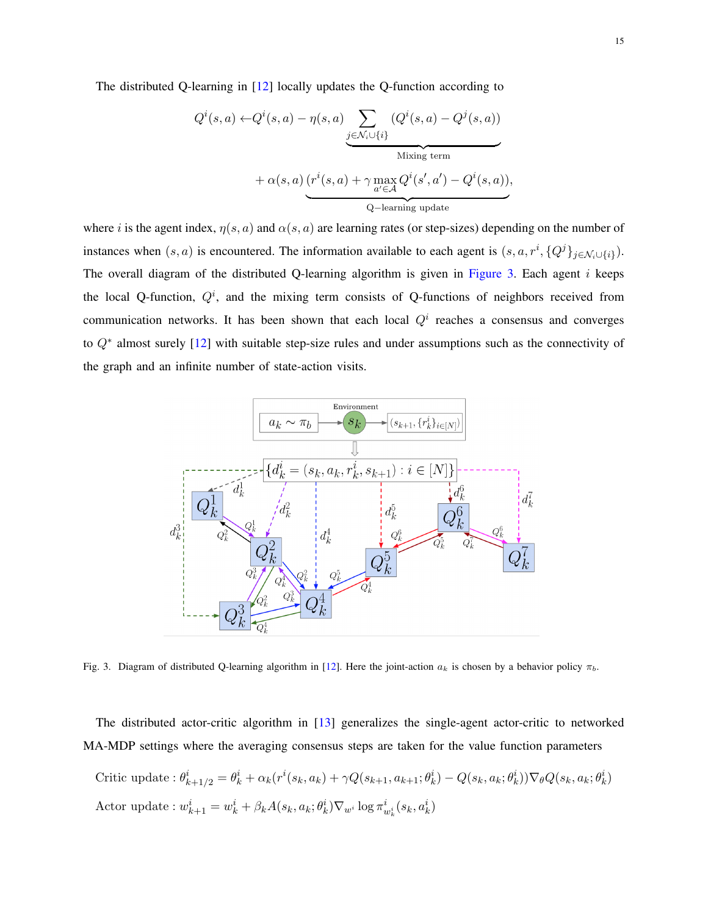The distributed Q-learning in [12] locally updates the Q-function according to

$$
\begin{aligned}
Q^i(s,a) \leftarrow & Q^i(s,a) - \eta(s,a) \underbrace{\sum_{j \in \mathcal{N}_i \cup \{i\}} (Q^i(s,a) - Q^j(s,a))}_{\text{Mixing term}} \\
& + \alpha(s,a) \underbrace{(r^i(s,a) + \gamma \max_{a' \in \mathcal{A}} Q^i(s',a') - Q^i(s,a))}_{\text{Q}-\text{learning update}},
\end{aligned}
$$

where $i$ is the agent index, $\eta(s,a)$ and $\alpha(s,a)$ are learning rates (or step-sizes) depending on the number of instances when $(s,a)$ is encountered. The information available to each agent is $(s, a, r^i, \{Q^j\}_{j \in \mathcal{N}_i \cup \{i\}})$. The overall diagram of the distributed Q-learning algorithm is given in Figure 3. Each agent $i$ keeps the local Q-function, $Q^i$, and the mixing term consists of Q-functions of neighbors received from communication networks. It has been shown that each local $Q^i$ reaches a consensus and converges to $Q^*$ almost surely [12] with suitable step-size rules and under assumptions such as the connectivity of the graph and an infinite number of state-action visits.

Fig. 3. Diagram of distributed Q-learning algorithm in [12]. Here the joint-action $a_k$ is chosen by a behavior policy $\pi_b$.

The distributed actor-critic algorithm in [13] generalizes the single-agent actor-critic to networked MA-MDP settings where the averaging consensus steps are taken for the value function parameters

$$
\text{Critic update}: \theta^i_{k+1/2} = \theta^i_k + \alpha_k (r^i(s_k, a_k) + \gamma Q(s_{k+1}, a_{k+1}; \theta^i_k) - Q(s_k, a_k; \theta^i_k)) \nabla_\theta Q(s_k, a_k; \theta^i_k)
$$

$$
\text{Actor update}: w^i_{k+1} = w^i_k + \beta_k A(s_k, a_k; \theta^i_k) \nabla_{w^i} \log \pi^i_{w^i_k}(s_k, a^i_k)
$$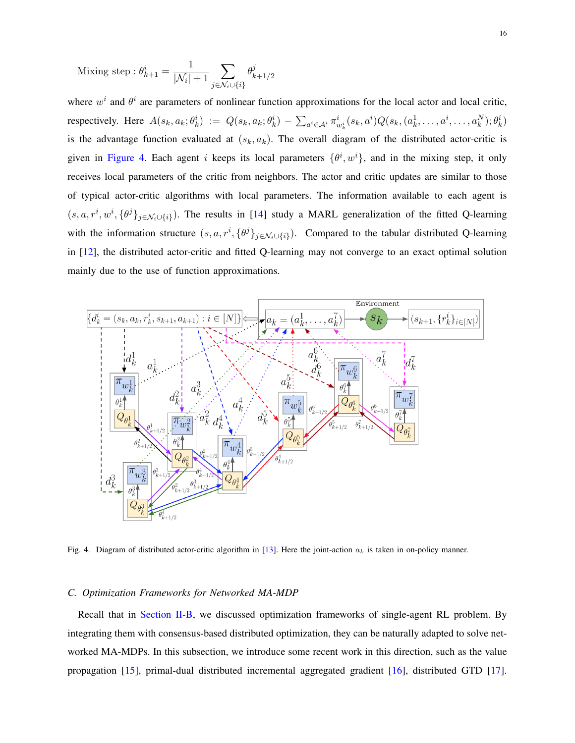$$\text{Mixing step}: \theta^i_{k+1} = \frac{1}{|\mathcal{N}_i|+1} \sum_{j \in \mathcal{N}_i \cup \{i\}} \theta^j_{k+1/2}$$

where $w^i$ and $\theta^i$ are parameters of nonlinear function approximations for the local actor and local critic, respectively. Here $A(s_k, a_k; \theta^i_k) := Q(s_k, a_k; \theta^i_k) - \sum_{a^i \in \mathcal{A}^i} \pi^i_{w^i_k}(s_k, a^i) Q(s_k, (a^1_k, \ldots, a^i, \ldots, a^N_k); \theta^i_k)$ is the advantage function evaluated at $(s_k, a_k)$. The overall diagram of the distributed actor-critic is given in Figure 4. Each agent $i$ keeps its local parameters $\{\theta^i, w^i\}$, and in the mixing step, it only receives local parameters of the critic from neighbors. The actor and critic updates are similar to those of typical actor-critic algorithms with local parameters. The information available to each agent is $(s, a, r^i, w^i, \{\theta^j\}_{j \in \mathcal{N}_i \cup \{i\}})$. The results in [14] study a MARL generalization of the fitted Q-learning with the information structure $(s, a, r^i, \{\theta^j\}_{j \in \mathcal{N}_i \cup \{i\}})$. Compared to the tabular distributed Q-learning in [12], the distributed actor-critic and fitted Q-learning may not converge to an exact optimal solution mainly due to the use of function approximations.

Fig. 4. Diagram of distributed actor-critic algorithm in [13]. Here the joint-action $a_k$ is taken in on-policy manner.

### C. Optimization Frameworks for Networked MA-MDP

Recall that in Section II-B, we discussed optimization frameworks of single-agent RL problem. By integrating them with consensus-based distributed optimization, they can be naturally adapted to solve networked MA-MDPs. In this subsection, we introduce some recent work in this direction, such as the value propagation [15], primal-dual distributed incremental aggregated gradient [16], distributed GTD [17].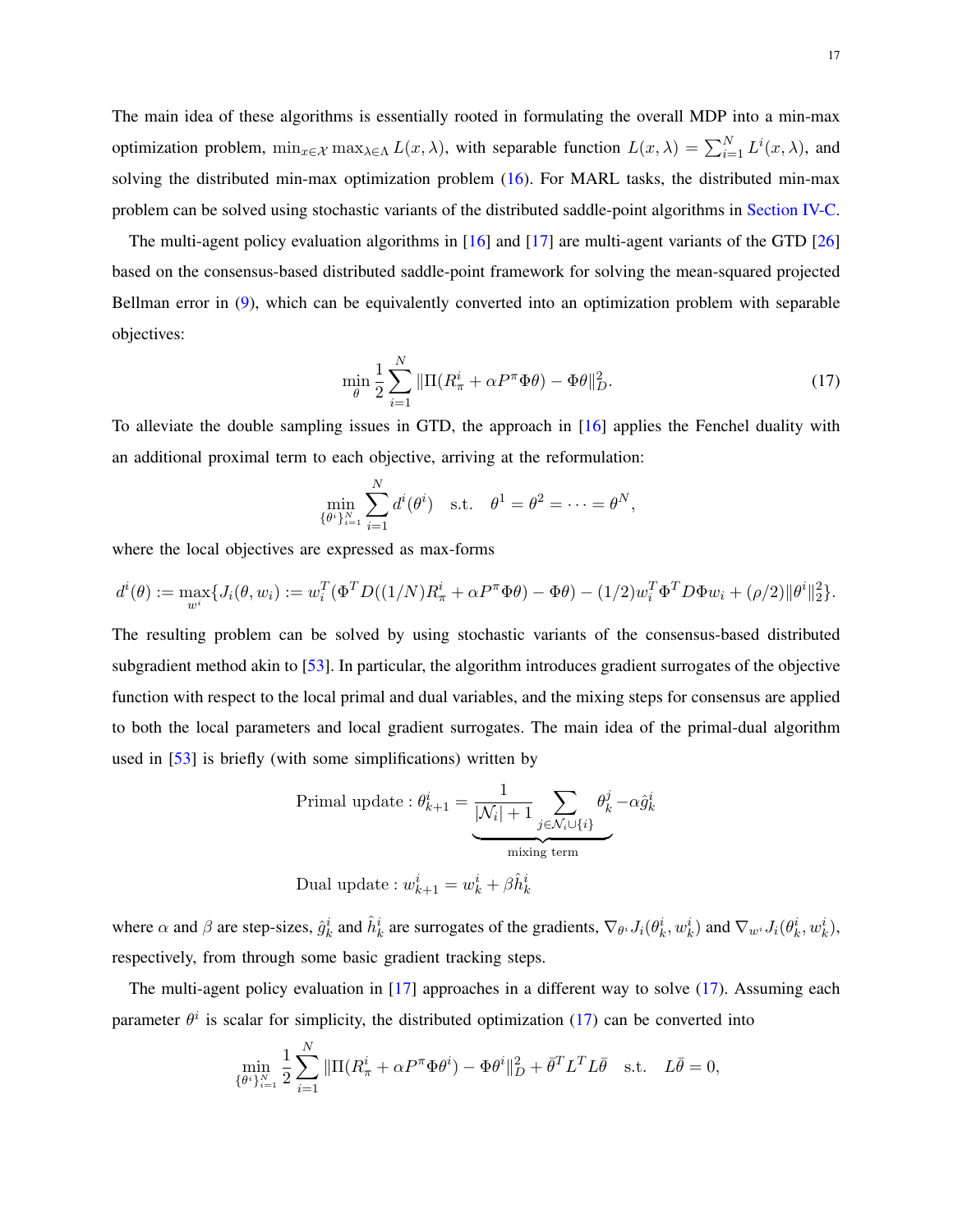The main idea of these algorithms is essentially rooted in formulating the overall MDP into a min-max optimization problem, $\min_{x\in\mathcal{X}}\max_{\lambda\in\Lambda} L(x,\lambda)$, with separable function $L(x,\lambda)=\sum_{i=1}^{N} L^i(x,\lambda)$, and solving the distributed min-max optimization problem (16). For MARL tasks, the distributed min-max problem can be solved using stochastic variants of the distributed saddle-point algorithms in Section IV-C.

The multi-agent policy evaluation algorithms in [16] and [17] are multi-agent variants of the GTD [26] based on the consensus-based distributed saddle-point framework for solving the mean-squared projected Bellman error in (9), which can be equivalently converted into an optimization problem with separable objectives:

$$\min_{\theta} \frac{1}{2}\sum_{i=1}^{N} \|\Pi(R_\pi^i + \alpha P^\pi \Phi\theta) - \Phi\theta\|_D^2. \tag{17}$$

To alleviate the double sampling issues in GTD, the approach in [16] applies the Fenchel duality with an additional proximal term to each objective, arriving at the reformulation:

$$\min_{\{\theta^i\}_{i=1}^N} \sum_{i=1}^{N} d^i(\theta^i) \quad \text{s.t.} \quad \theta^1 = \theta^2 = \cdots = \theta^N,$$

where the local objectives are expressed as max-forms

$$d^i(\theta) := \max_{w^i}\{J_i(\theta,w_i) := w_i^T(\Phi^T D((1/N)R_\pi^i + \alpha P^\pi\Phi\theta) - \Phi\theta) - (1/2)w_i^T\Phi^T D\Phi w_i + (\rho/2)\|\theta^i\|_2^2\}.$$

The resulting problem can be solved by using stochastic variants of the consensus-based distributed subgradient method akin to [53]. In particular, the algorithm introduces gradient surrogates of the objective function with respect to the local primal and dual variables, and the mixing steps for consensus are applied to both the local parameters and local gradient surrogates. The main idea of the primal-dual algorithm used in [53] is briefly (with some simplifications) written by

$$\text{Primal update}: \theta_{k+1}^i = \underbrace{\frac{1}{|\mathcal{N}_i|+1}\sum_{j\in\mathcal{N}_i\cup\{i\}} \theta_k^j}_{\text{mixing term}} - \alpha\hat{g}_k^i$$

$$\text{Dual update}: w_{k+1}^i = w_k^i + \beta\hat{h}_k^i$$

where $\alpha$ and $\beta$ are step-sizes, $\hat{g}_k^i$ and $\hat{h}_k^i$ are surrogates of the gradients, $\nabla_{\theta^i} J_i(\theta_k^i, w_k^i)$ and $\nabla_{w^i} J_i(\theta_k^i, w_k^i)$, respectively, from through some basic gradient tracking steps.

The multi-agent policy evaluation in [17] approaches in a different way to solve (17). Assuming each parameter $\theta^i$ is scalar for simplicity, the distributed optimization (17) can be converted into

$$\min_{\{\theta^i\}_{i=1}^N} \frac{1}{2}\sum_{i=1}^{N} \|\Pi(R_\pi^i + \alpha P^\pi\Phi\theta^i) - \Phi\theta^i\|_D^2 + \bar{\theta}^T L^T L\bar{\theta} \quad \text{s.t.} \quad L\bar{\theta} = 0,$$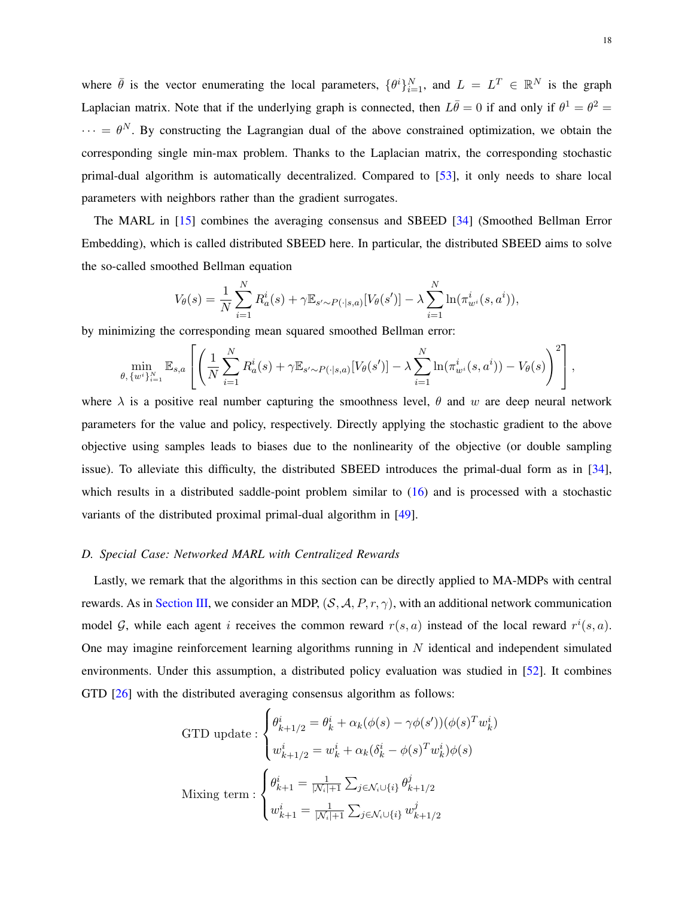where $\bar{\theta}$ is the vector enumerating the local parameters, $\{\theta^i\}_{i=1}^N$, and $L = L^T \in \mathbb{R}^N$ is the graph Laplacian matrix. Note that if the underlying graph is connected, then $L\bar{\theta} = 0$ if and only if $\theta^1 = \theta^2 = \cdots = \theta^N$. By constructing the Lagrangian dual of the above constrained optimization, we obtain the corresponding single min-max problem. Thanks to the Laplacian matrix, the corresponding stochastic primal-dual algorithm is automatically decentralized. Compared to [53], it only needs to share local parameters with neighbors rather than the gradient surrogates.

The MARL in [15] combines the averaging consensus and SBEED [34] (Smoothed Bellman Error Embedding), which is called distributed SBEED here. In particular, the distributed SBEED aims to solve the so-called smoothed Bellman equation

$$V_\theta(s) = \frac{1}{N}\sum_{i=1}^N R_a^i(s) + \gamma \mathbb{E}_{s' \sim P(\cdot|s,a)}[V_\theta(s')] - \lambda \sum_{i=1}^N \ln(\pi_{w^i}^i(s, a^i)),$$

by minimizing the corresponding mean squared smoothed Bellman error:

$$\min_{\theta,\,\{w^i\}_{i=1}^N} \mathbb{E}_{s,a}\left[\left(\frac{1}{N}\sum_{i=1}^N R_a^i(s) + \gamma \mathbb{E}_{s' \sim P(\cdot|s,a)}[V_\theta(s')] - \lambda \sum_{i=1}^N \ln(\pi_{w^i}^i(s, a^i)) - V_\theta(s)\right)^2\right],$$

where $\lambda$ is a positive real number capturing the smoothness level, $\theta$ and $w$ are deep neural network parameters for the value and policy, respectively. Directly applying the stochastic gradient to the above objective using samples leads to biases due to the nonlinearity of the objective (or double sampling issue). To alleviate this difficulty, the distributed SBEED introduces the primal-dual form as in [34], which results in a distributed saddle-point problem similar to (16) and is processed with a stochastic variants of the distributed proximal primal-dual algorithm in [49].

### D. Special Case: Networked MARL with Centralized Rewards

Lastly, we remark that the algorithms in this section can be directly applied to MA-MDPs with central rewards. As in Section III, we consider an MDP, $(\mathcal{S}, \mathcal{A}, P, r, \gamma)$, with an additional network communication model $\mathcal{G}$, while each agent $i$ receives the common reward $r(s,a)$ instead of the local reward $r^i(s,a)$. One may imagine reinforcement learning algorithms running in $N$ identical and independent simulated environments. Under this assumption, a distributed policy evaluation was studied in [52]. It combines GTD [26] with the distributed averaging consensus algorithm as follows:

$$\text{GTD update}: \begin{cases} \theta_{k+1/2}^i = \theta_k^i + \alpha_k(\phi(s) - \gamma\phi(s'))(\phi(s)^T w_k^i) \\ w_{k+1/2}^i = w_k^i + \alpha_k(\delta_k^i - \phi(s)^T w_k^i)\phi(s) \end{cases}$$

$$\text{Mixing term}: \begin{cases} \theta_{k+1}^i = \frac{1}{|\mathcal{N}_i|+1}\sum_{j\in\mathcal{N}_i\cup\{i\}} \theta_{k+1/2}^j \\ w_{k+1}^i = \frac{1}{|\mathcal{N}_i|+1}\sum_{j\in\mathcal{N}_i\cup\{i\}} w_{k+1/2}^j \end{cases}$$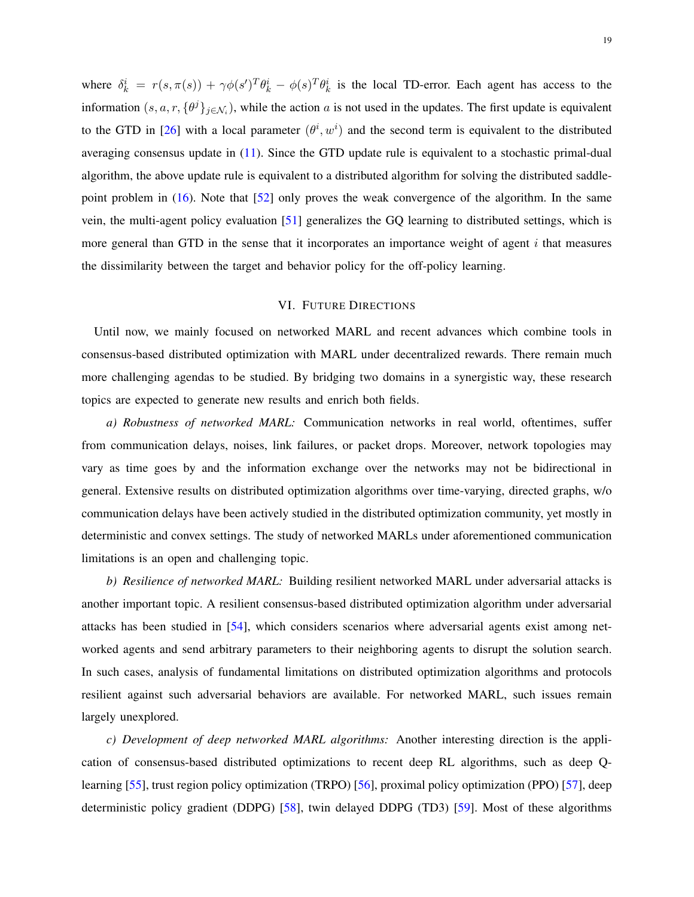where $\delta_k^i = r(s, \pi(s)) + \gamma\phi(s')^T\theta_k^i - \phi(s)^T\theta_k^i$ is the local TD-error. Each agent has access to the information $(s, a, r, \{\theta^j\}_{j\in\mathcal{N}_i})$, while the action $a$ is not used in the updates. The first update is equivalent to the GTD in [26] with a local parameter $(\theta^i, w^i)$ and the second term is equivalent to the distributed averaging consensus update in (11). Since the GTD update rule is equivalent to a stochastic primal-dual algorithm, the above update rule is equivalent to a distributed algorithm for solving the distributed saddle-point problem in (16). Note that [52] only proves the weak convergence of the algorithm. In the same vein, the multi-agent policy evaluation [51] generalizes the GQ learning to distributed settings, which is more general than GTD in the sense that it incorporates an importance weight of agent $i$ that measures the dissimilarity between the target and behavior policy for the off-policy learning.

## VI. Future Directions

Until now, we mainly focused on networked MARL and recent advances which combine tools in consensus-based distributed optimization with MARL under decentralized rewards. There remain much more challenging agendas to be studied. By bridging two domains in a synergistic way, these research topics are expected to generate new results and enrich both fields.

*a) Robustness of networked MARL:* Communication networks in real world, oftentimes, suffer from communication delays, noises, link failures, or packet drops. Moreover, network topologies may vary as time goes by and the information exchange over the networks may not be bidirectional in general. Extensive results on distributed optimization algorithms over time-varying, directed graphs, w/o communication delays have been actively studied in the distributed optimization community, yet mostly in deterministic and convex settings. The study of networked MARLs under aforementioned communication limitations is an open and challenging topic.

*b) Resilience of networked MARL:* Building resilient networked MARL under adversarial attacks is another important topic. A resilient consensus-based distributed optimization algorithm under adversarial attacks has been studied in [54], which considers scenarios where adversarial agents exist among networked agents and send arbitrary parameters to their neighboring agents to disrupt the solution search. In such cases, analysis of fundamental limitations on distributed optimization algorithms and protocols resilient against such adversarial behaviors are available. For networked MARL, such issues remain largely unexplored.

*c) Development of deep networked MARL algorithms:* Another interesting direction is the application of consensus-based distributed optimizations to recent deep RL algorithms, such as deep Q-learning [55], trust region policy optimization (TRPO) [56], proximal policy optimization (PPO) [57], deep deterministic policy gradient (DDPG) [58], twin delayed DDPG (TD3) [59]. Most of these algorithms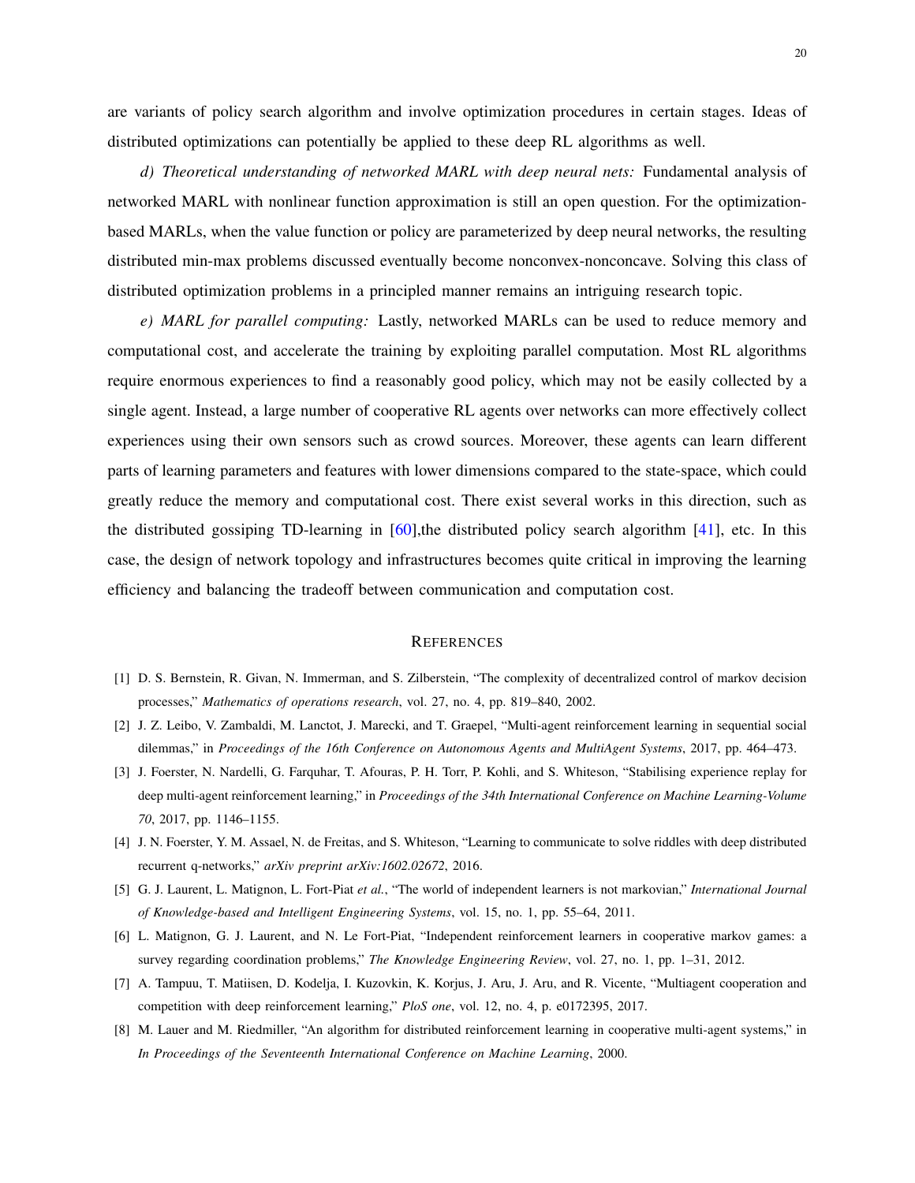are variants of policy search algorithm and involve optimization procedures in certain stages. Ideas of distributed optimizations can potentially be applied to these deep RL algorithms as well.

*d) Theoretical understanding of networked MARL with deep neural nets:* Fundamental analysis of networked MARL with nonlinear function approximation is still an open question. For the optimization-based MARLs, when the value function or policy are parameterized by deep neural networks, the resulting distributed min-max problems discussed eventually become nonconvex-nonconcave. Solving this class of distributed optimization problems in a principled manner remains an intriguing research topic.

*e) MARL for parallel computing:* Lastly, networked MARLs can be used to reduce memory and computational cost, and accelerate the training by exploiting parallel computation. Most RL algorithms require enormous experiences to find a reasonably good policy, which may not be easily collected by a single agent. Instead, a large number of cooperative RL agents over networks can more effectively collect experiences using their own sensors such as crowd sources. Moreover, these agents can learn different parts of learning parameters and features with lower dimensions compared to the state-space, which could greatly reduce the memory and computational cost. There exist several works in this direction, such as the distributed gossiping TD-learning in [60],the distributed policy search algorithm [41], etc. In this case, the design of network topology and infrastructures becomes quite critical in improving the learning efficiency and balancing the tradeoff between communication and computation cost.

## REFERENCES

[1] D. S. Bernstein, R. Givan, N. Immerman, and S. Zilberstein, "The complexity of decentralized control of markov decision processes," *Mathematics of operations research*, vol. 27, no. 4, pp. 819–840, 2002.

[2] J. Z. Leibo, V. Zambaldi, M. Lanctot, J. Marecki, and T. Graepel, "Multi-agent reinforcement learning in sequential social dilemmas," in *Proceedings of the 16th Conference on Autonomous Agents and MultiAgent Systems*, 2017, pp. 464–473.

[3] J. Foerster, N. Nardelli, G. Farquhar, T. Afouras, P. H. Torr, P. Kohli, and S. Whiteson, "Stabilising experience replay for deep multi-agent reinforcement learning," in *Proceedings of the 34th International Conference on Machine Learning-Volume 70*, 2017, pp. 1146–1155.

[4] J. N. Foerster, Y. M. Assael, N. de Freitas, and S. Whiteson, "Learning to communicate to solve riddles with deep distributed recurrent q-networks," *arXiv preprint arXiv:1602.02672*, 2016.

[5] G. J. Laurent, L. Matignon, L. Fort-Piat *et al.*, "The world of independent learners is not markovian," *International Journal of Knowledge-based and Intelligent Engineering Systems*, vol. 15, no. 1, pp. 55–64, 2011.

[6] L. Matignon, G. J. Laurent, and N. Le Fort-Piat, "Independent reinforcement learners in cooperative markov games: a survey regarding coordination problems," *The Knowledge Engineering Review*, vol. 27, no. 1, pp. 1–31, 2012.

[7] A. Tampuu, T. Matiisen, D. Kodelja, I. Kuzovkin, K. Korjus, J. Aru, J. Aru, and R. Vicente, "Multiagent cooperation and competition with deep reinforcement learning," *PloS one*, vol. 12, no. 4, p. e0172395, 2017.

[8] M. Lauer and M. Riedmiller, "An algorithm for distributed reinforcement learning in cooperative multi-agent systems," in *In Proceedings of the Seventeenth International Conference on Machine Learning*, 2000.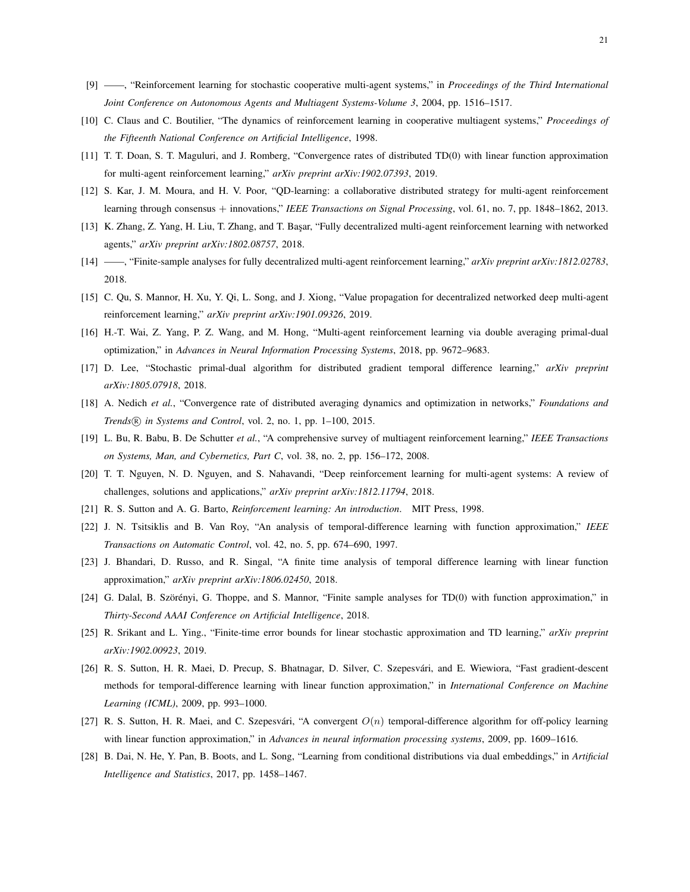[9] ——, "Reinforcement learning for stochastic cooperative multi-agent systems," in *Proceedings of the Third International Joint Conference on Autonomous Agents and Multiagent Systems-Volume 3*, 2004, pp. 1516–1517.

[10] C. Claus and C. Boutilier, "The dynamics of reinforcement learning in cooperative multiagent systems," *Proceedings of the Fifteenth National Conference on Artificial Intelligence*, 1998.

[11] T. T. Doan, S. T. Maguluri, and J. Romberg, "Convergence rates of distributed TD(0) with linear function approximation for multi-agent reinforcement learning," *arXiv preprint arXiv:1902.07393*, 2019.

[12] S. Kar, J. M. Moura, and H. V. Poor, "QD-learning: a collaborative distributed strategy for multi-agent reinforcement learning through consensus + innovations," *IEEE Transactions on Signal Processing*, vol. 61, no. 7, pp. 1848–1862, 2013.

[13] K. Zhang, Z. Yang, H. Liu, T. Zhang, and T. Başar, "Fully decentralized multi-agent reinforcement learning with networked agents," *arXiv preprint arXiv:1802.08757*, 2018.

[14] ——, "Finite-sample analyses for fully decentralized multi-agent reinforcement learning," *arXiv preprint arXiv:1812.02783*, 2018.

[15] C. Qu, S. Mannor, H. Xu, Y. Qi, L. Song, and J. Xiong, "Value propagation for decentralized networked deep multi-agent reinforcement learning," *arXiv preprint arXiv:1901.09326*, 2019.

[16] H.-T. Wai, Z. Yang, P. Z. Wang, and M. Hong, "Multi-agent reinforcement learning via double averaging primal-dual optimization," in *Advances in Neural Information Processing Systems*, 2018, pp. 9672–9683.

[17] D. Lee, "Stochastic primal-dual algorithm for distributed gradient temporal difference learning," *arXiv preprint arXiv:1805.07918*, 2018.

[18] A. Nedich *et al.*, "Convergence rate of distributed averaging dynamics and optimization in networks," *Foundations and Trends® in Systems and Control*, vol. 2, no. 1, pp. 1–100, 2015.

[19] L. Bu, R. Babu, B. De Schutter *et al.*, "A comprehensive survey of multiagent reinforcement learning," *IEEE Transactions on Systems, Man, and Cybernetics, Part C*, vol. 38, no. 2, pp. 156–172, 2008.

[20] T. T. Nguyen, N. D. Nguyen, and S. Nahavandi, "Deep reinforcement learning for multi-agent systems: A review of challenges, solutions and applications," *arXiv preprint arXiv:1812.11794*, 2018.

[21] R. S. Sutton and A. G. Barto, *Reinforcement learning: An introduction*. MIT Press, 1998.

[22] J. N. Tsitsiklis and B. Van Roy, "An analysis of temporal-difference learning with function approximation," *IEEE Transactions on Automatic Control*, vol. 42, no. 5, pp. 674–690, 1997.

[23] J. Bhandari, D. Russo, and R. Singal, "A finite time analysis of temporal difference learning with linear function approximation," *arXiv preprint arXiv:1806.02450*, 2018.

[24] G. Dalal, B. Szörényi, G. Thoppe, and S. Mannor, "Finite sample analyses for TD(0) with function approximation," in *Thirty-Second AAAI Conference on Artificial Intelligence*, 2018.

[25] R. Srikant and L. Ying., "Finite-time error bounds for linear stochastic approximation and TD learning," *arXiv preprint arXiv:1902.00923*, 2019.

[26] R. S. Sutton, H. R. Maei, D. Precup, S. Bhatnagar, D. Silver, C. Szepesvári, and E. Wiewiora, "Fast gradient-descent methods for temporal-difference learning with linear function approximation," in *International Conference on Machine Learning (ICML)*, 2009, pp. 993–1000.

[27] R. S. Sutton, H. R. Maei, and C. Szepesvári, "A convergent $O(n)$ temporal-difference algorithm for off-policy learning with linear function approximation," in *Advances in neural information processing systems*, 2009, pp. 1609–1616.

[28] B. Dai, N. He, Y. Pan, B. Boots, and L. Song, "Learning from conditional distributions via dual embeddings," in *Artificial Intelligence and Statistics*, 2017, pp. 1458–1467.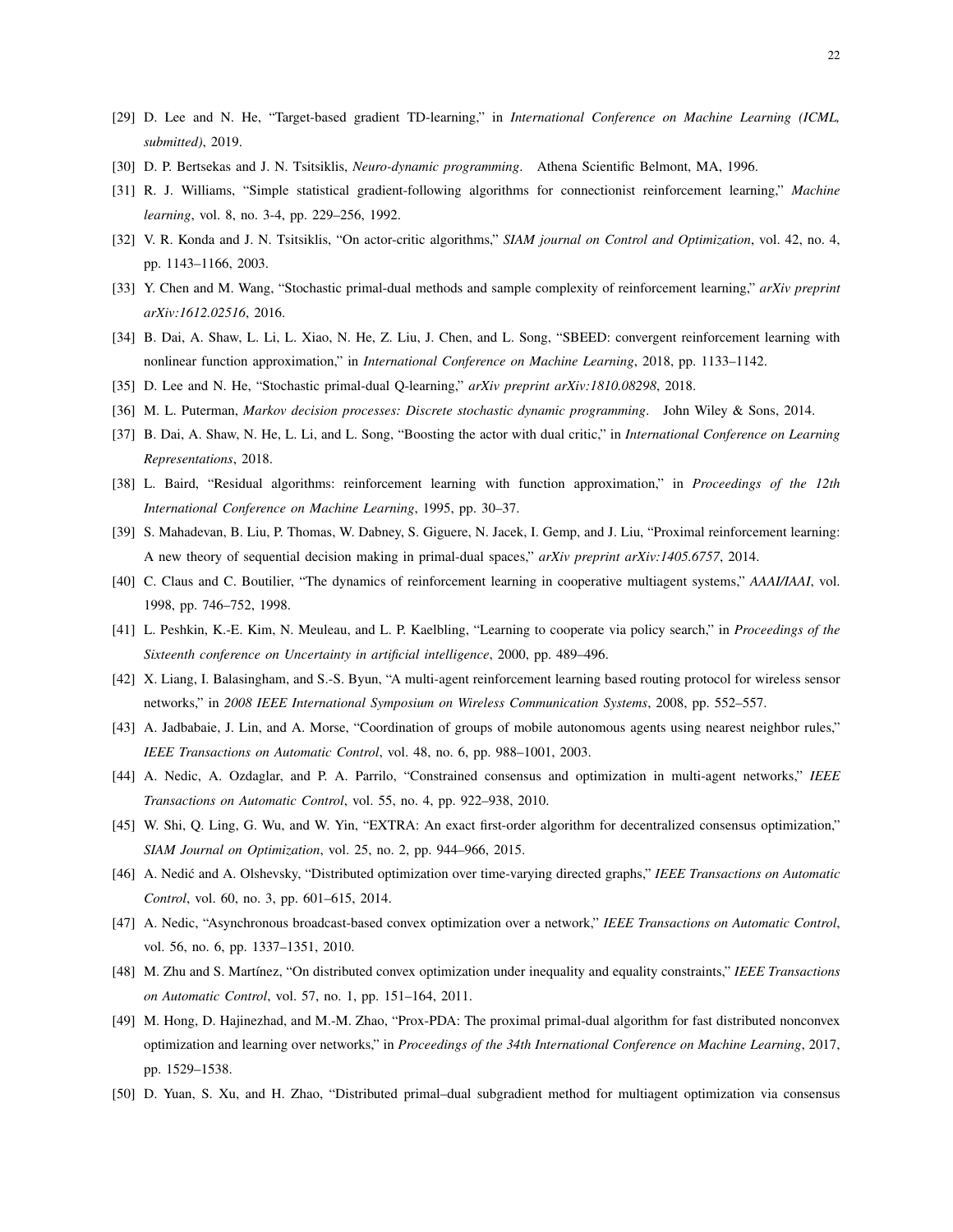[29] D. Lee and N. He, "Target-based gradient TD-learning," in *International Conference on Machine Learning (ICML, submitted)*, 2019.

[30] D. P. Bertsekas and J. N. Tsitsiklis, *Neuro-dynamic programming*. Athena Scientific Belmont, MA, 1996.

[31] R. J. Williams, "Simple statistical gradient-following algorithms for connectionist reinforcement learning," *Machine learning*, vol. 8, no. 3-4, pp. 229–256, 1992.

[32] V. R. Konda and J. N. Tsitsiklis, "On actor-critic algorithms," *SIAM journal on Control and Optimization*, vol. 42, no. 4, pp. 1143–1166, 2003.

[33] Y. Chen and M. Wang, "Stochastic primal-dual methods and sample complexity of reinforcement learning," *arXiv preprint arXiv:1612.02516*, 2016.

[34] B. Dai, A. Shaw, L. Li, L. Xiao, N. He, Z. Liu, J. Chen, and L. Song, "SBEED: convergent reinforcement learning with nonlinear function approximation," in *International Conference on Machine Learning*, 2018, pp. 1133–1142.

[35] D. Lee and N. He, "Stochastic primal-dual Q-learning," *arXiv preprint arXiv:1810.08298*, 2018.

[36] M. L. Puterman, *Markov decision processes: Discrete stochastic dynamic programming*. John Wiley & Sons, 2014.

[37] B. Dai, A. Shaw, N. He, L. Li, and L. Song, "Boosting the actor with dual critic," in *International Conference on Learning Representations*, 2018.

[38] L. Baird, "Residual algorithms: reinforcement learning with function approximation," in *Proceedings of the 12th International Conference on Machine Learning*, 1995, pp. 30–37.

[39] S. Mahadevan, B. Liu, P. Thomas, W. Dabney, S. Giguere, N. Jacek, I. Gemp, and J. Liu, "Proximal reinforcement learning: A new theory of sequential decision making in primal-dual spaces," *arXiv preprint arXiv:1405.6757*, 2014.

[40] C. Claus and C. Boutilier, "The dynamics of reinforcement learning in cooperative multiagent systems," *AAAI/IAAI*, vol. 1998, pp. 746–752, 1998.

[41] L. Peshkin, K.-E. Kim, N. Meuleau, and L. P. Kaelbling, "Learning to cooperate via policy search," in *Proceedings of the Sixteenth conference on Uncertainty in artificial intelligence*, 2000, pp. 489–496.

[42] X. Liang, I. Balasingham, and S.-S. Byun, "A multi-agent reinforcement learning based routing protocol for wireless sensor networks," in *2008 IEEE International Symposium on Wireless Communication Systems*, 2008, pp. 552–557.

[43] A. Jadbabaie, J. Lin, and A. Morse, "Coordination of groups of mobile autonomous agents using nearest neighbor rules," *IEEE Transactions on Automatic Control*, vol. 48, no. 6, pp. 988–1001, 2003.

[44] A. Nedic, A. Ozdaglar, and P. A. Parrilo, "Constrained consensus and optimization in multi-agent networks," *IEEE Transactions on Automatic Control*, vol. 55, no. 4, pp. 922–938, 2010.

[45] W. Shi, Q. Ling, G. Wu, and W. Yin, "EXTRA: An exact first-order algorithm for decentralized consensus optimization," *SIAM Journal on Optimization*, vol. 25, no. 2, pp. 944–966, 2015.

[46] A. Nedić and A. Olshevsky, "Distributed optimization over time-varying directed graphs," *IEEE Transactions on Automatic Control*, vol. 60, no. 3, pp. 601–615, 2014.

[47] A. Nedic, "Asynchronous broadcast-based convex optimization over a network," *IEEE Transactions on Automatic Control*, vol. 56, no. 6, pp. 1337–1351, 2010.

[48] M. Zhu and S. Martínez, "On distributed convex optimization under inequality and equality constraints," *IEEE Transactions on Automatic Control*, vol. 57, no. 1, pp. 151–164, 2011.

[49] M. Hong, D. Hajinezhad, and M.-M. Zhao, "Prox-PDA: The proximal primal-dual algorithm for fast distributed nonconvex optimization and learning over networks," in *Proceedings of the 34th International Conference on Machine Learning*, 2017, pp. 1529–1538.

[50] D. Yuan, S. Xu, and H. Zhao, "Distributed primal–dual subgradient method for multiagent optimization via consensus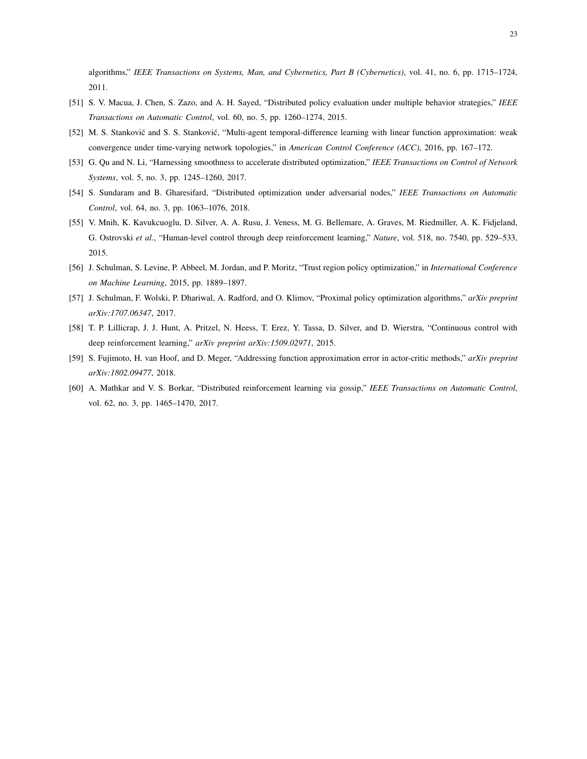algorithms," *IEEE Transactions on Systems, Man, and Cybernetics, Part B (Cybernetics)*, vol. 41, no. 6, pp. 1715–1724, 2011.

[51] S. V. Macua, J. Chen, S. Zazo, and A. H. Sayed, "Distributed policy evaluation under multiple behavior strategies," *IEEE Transactions on Automatic Control*, vol. 60, no. 5, pp. 1260–1274, 2015.

[52] M. S. Stanković and S. S. Stanković, "Multi-agent temporal-difference learning with linear function approximation: weak convergence under time-varying network topologies," in *American Control Conference (ACC)*, 2016, pp. 167–172.

[53] G. Qu and N. Li, "Harnessing smoothness to accelerate distributed optimization," *IEEE Transactions on Control of Network Systems*, vol. 5, no. 3, pp. 1245–1260, 2017.

[54] S. Sundaram and B. Gharesifard, "Distributed optimization under adversarial nodes," *IEEE Transactions on Automatic Control*, vol. 64, no. 3, pp. 1063–1076, 2018.

[55] V. Mnih, K. Kavukcuoglu, D. Silver, A. A. Rusu, J. Veness, M. G. Bellemare, A. Graves, M. Riedmiller, A. K. Fidjeland, G. Ostrovski *et al.*, "Human-level control through deep reinforcement learning," *Nature*, vol. 518, no. 7540, pp. 529–533, 2015.

[56] J. Schulman, S. Levine, P. Abbeel, M. Jordan, and P. Moritz, "Trust region policy optimization," in *International Conference on Machine Learning*, 2015, pp. 1889–1897.

[57] J. Schulman, F. Wolski, P. Dhariwal, A. Radford, and O. Klimov, "Proximal policy optimization algorithms," *arXiv preprint arXiv:1707.06347*, 2017.

[58] T. P. Lillicrap, J. J. Hunt, A. Pritzel, N. Heess, T. Erez, Y. Tassa, D. Silver, and D. Wierstra, "Continuous control with deep reinforcement learning," *arXiv preprint arXiv:1509.02971*, 2015.

[59] S. Fujimoto, H. van Hoof, and D. Meger, "Addressing function approximation error in actor-critic methods," *arXiv preprint arXiv:1802.09477*, 2018.

[60] A. Mathkar and V. S. Borkar, "Distributed reinforcement learning via gossip," *IEEE Transactions on Automatic Control*, vol. 62, no. 3, pp. 1465–1470, 2017.